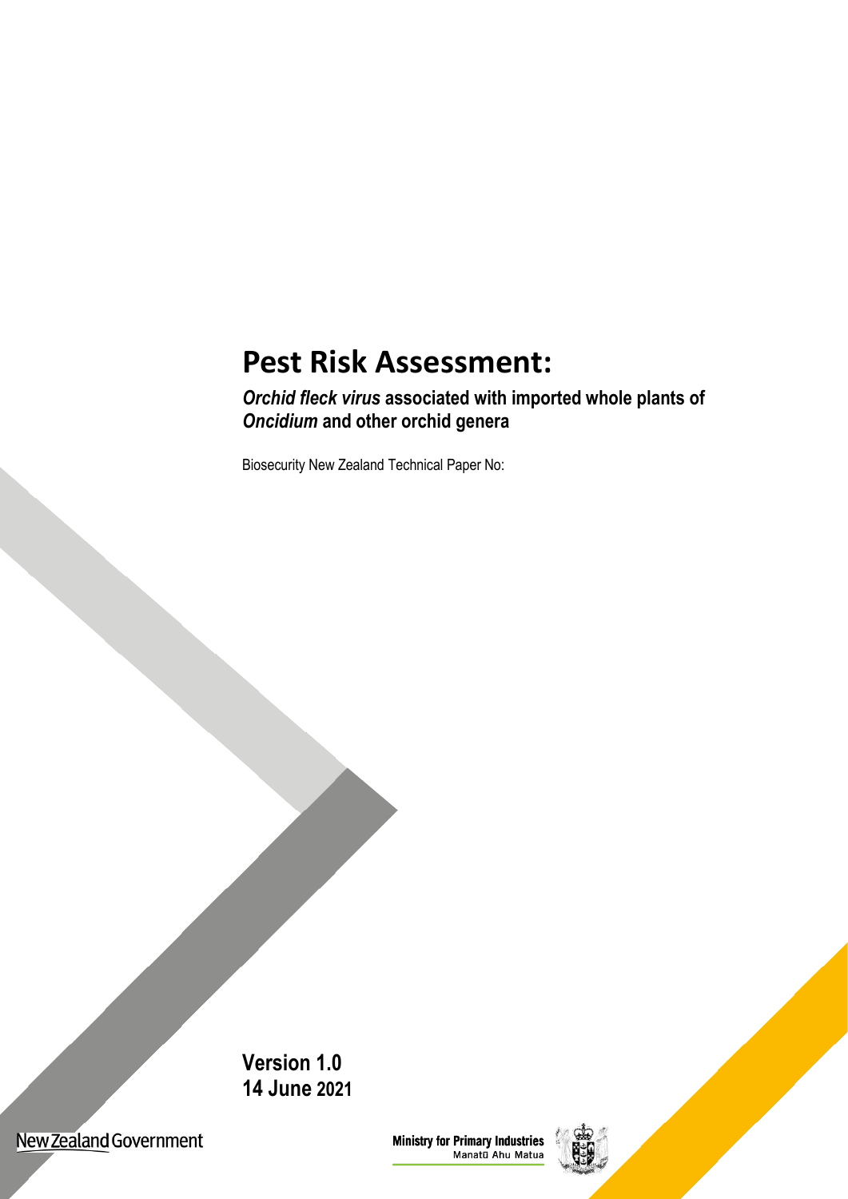# Pest Risk Assessment:

***Orchid fleck virus*** **associated with imported whole plants of** ***Oncidium*** **and other orchid genera**

Biosecurity New Zealand Technical Paper No:

**Version 1.0**
**14 June 2021**

New Zealand Government

Ministry for Primary Industries
Manatū Ahu Matua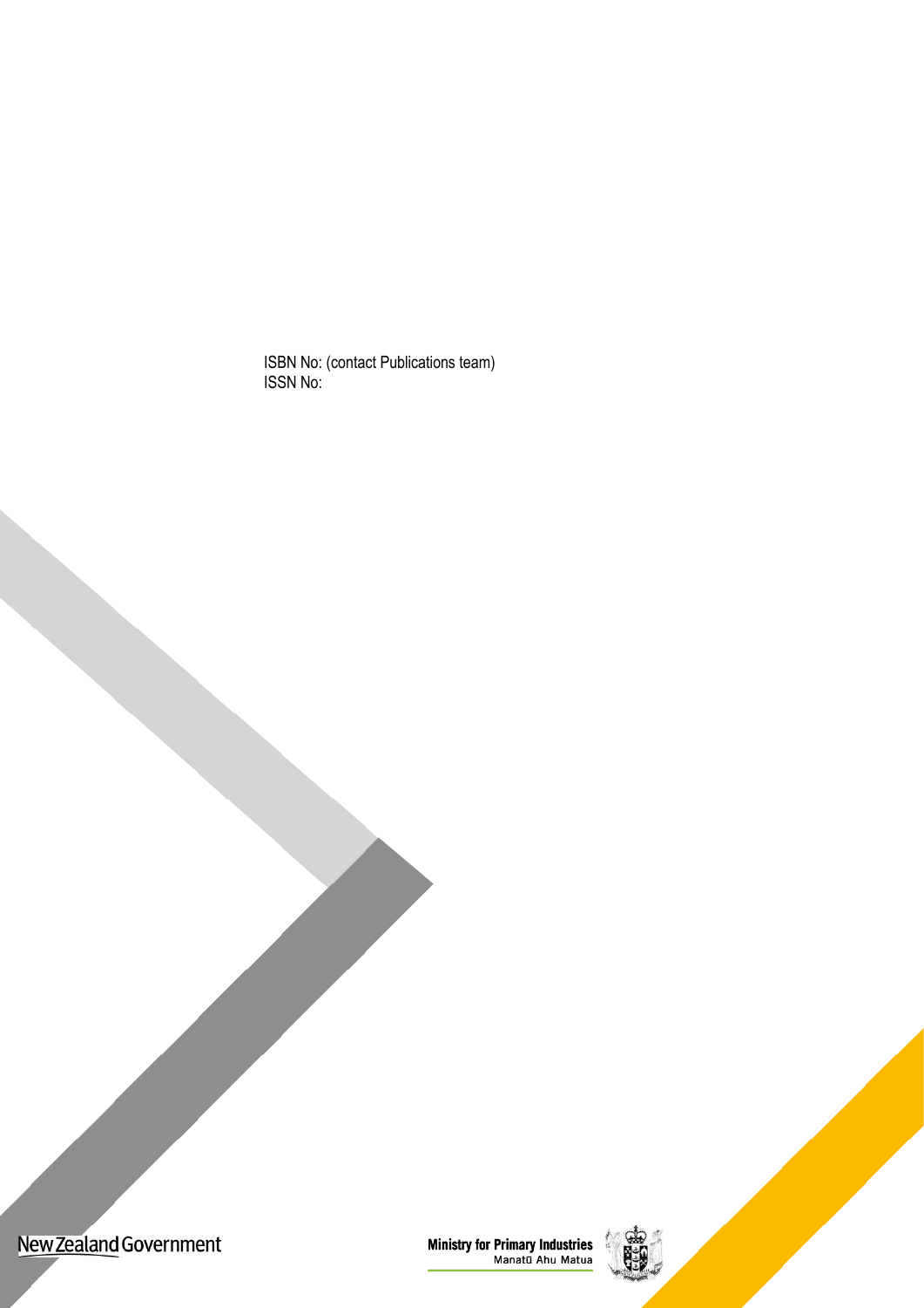ISBN No: (contact Publications team)
ISSN No:

New Zealand Government

Ministry for Primary Industries
Manatū Ahu Matua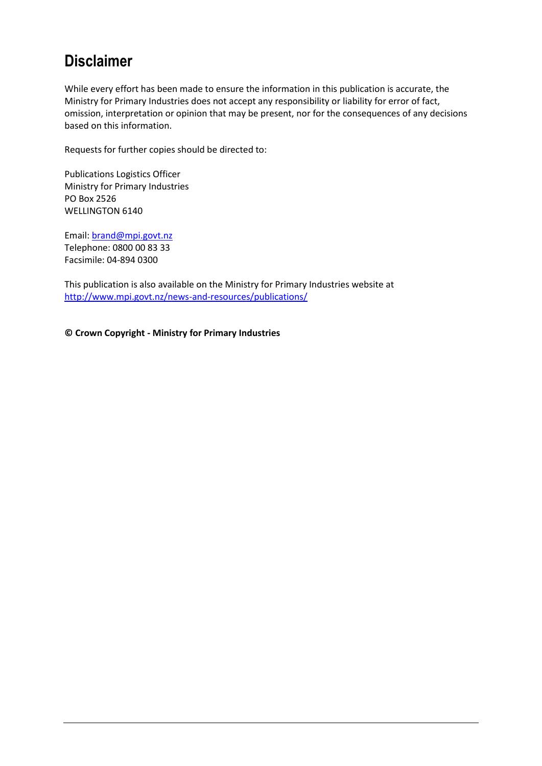# Disclaimer

While every effort has been made to ensure the information in this publication is accurate, the Ministry for Primary Industries does not accept any responsibility or liability for error of fact, omission, interpretation or opinion that may be present, nor for the consequences of any decisions based on this information.

Requests for further copies should be directed to:

Publications Logistics Officer
Ministry for Primary Industries
PO Box 2526
WELLINGTON 6140

Email: brand@mpi.govt.nz
Telephone: 0800 00 83 33
Facsimile: 04-894 0300

This publication is also available on the Ministry for Primary Industries website at
http://www.mpi.govt.nz/news-and-resources/publications/

**© Crown Copyright - Ministry for Primary Industries**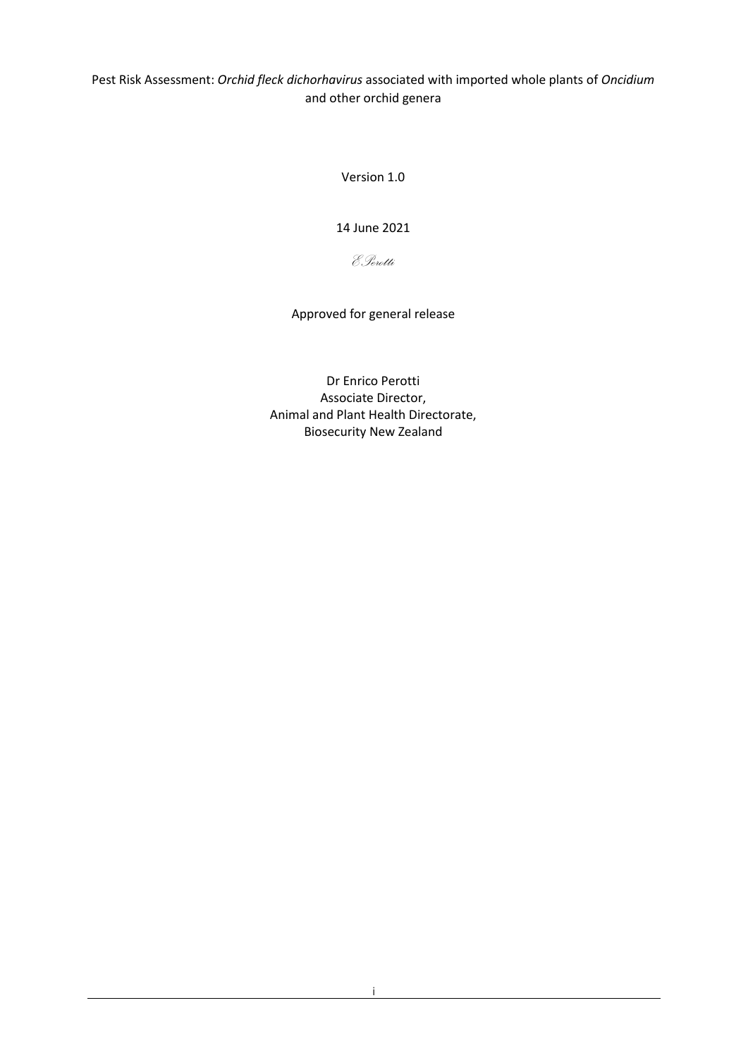Pest Risk Assessment: *Orchid fleck dichorhavirus* associated with imported whole plants of *Oncidium* and other orchid genera

Version 1.0

14 June 2021

*E Perotti*

Approved for general release

Dr Enrico Perotti
Associate Director,
Animal and Plant Health Directorate,
Biosecurity New Zealand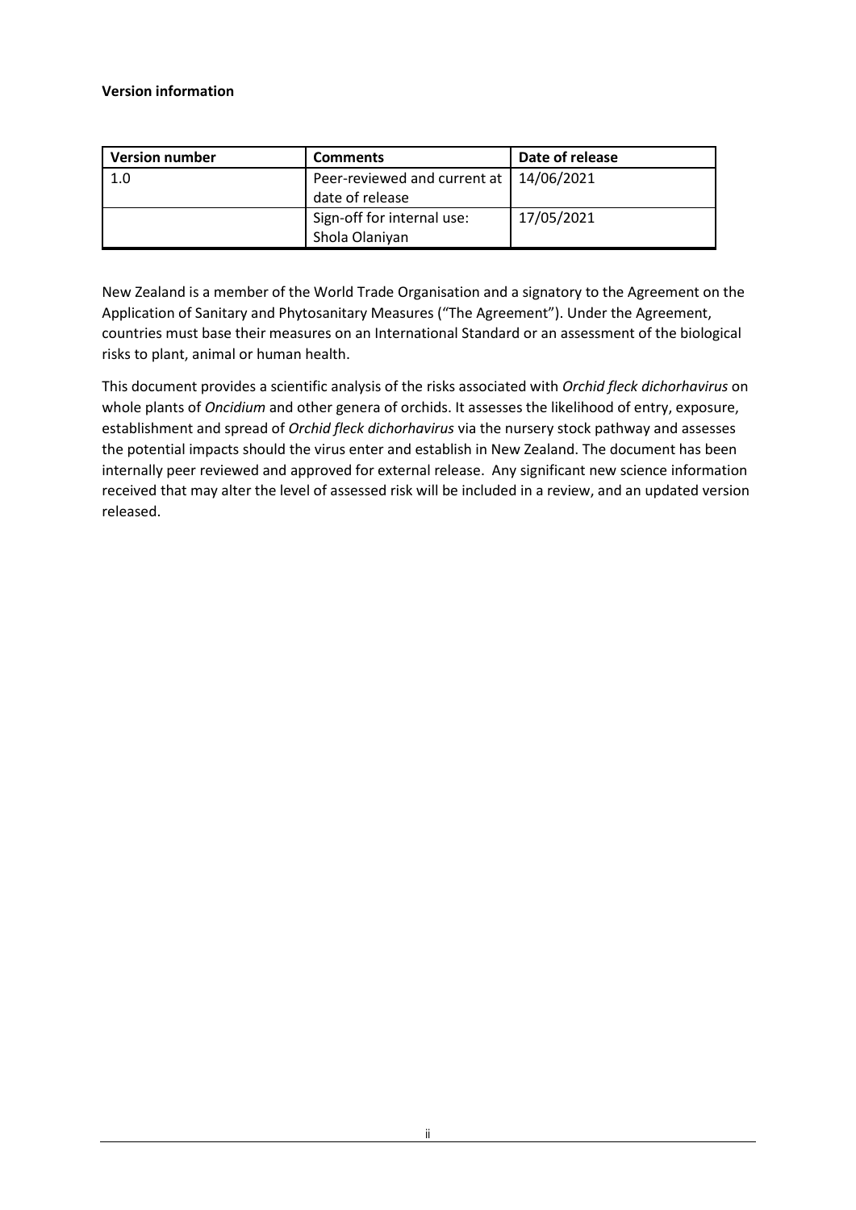**Version information**

| Version number | Comments | Date of release |
|---|---|---|
| 1.0 | Peer-reviewed and current at date of release | 14/06/2021 |
| | Sign-off for internal use: Shola Olaniyan | 17/05/2021 |

New Zealand is a member of the World Trade Organisation and a signatory to the Agreement on the Application of Sanitary and Phytosanitary Measures ("The Agreement"). Under the Agreement, countries must base their measures on an International Standard or an assessment of the biological risks to plant, animal or human health.

This document provides a scientific analysis of the risks associated with *Orchid fleck dichorhavirus* on whole plants of *Oncidium* and other genera of orchids. It assesses the likelihood of entry, exposure, establishment and spread of *Orchid fleck dichorhavirus* via the nursery stock pathway and assesses the potential impacts should the virus enter and establish in New Zealand. The document has been internally peer reviewed and approved for external release. Any significant new science information received that may alter the level of assessed risk will be included in a review, and an updated version released.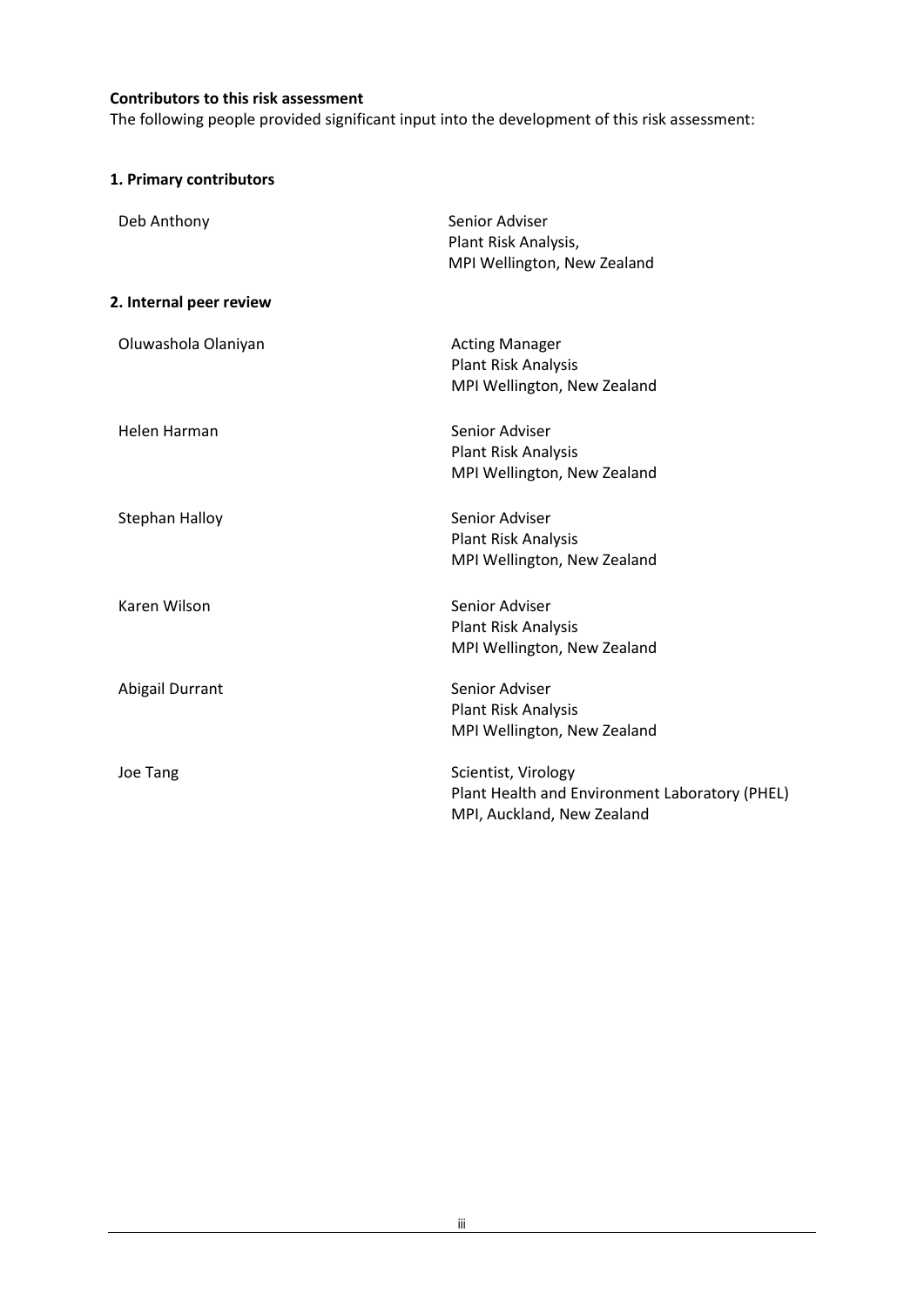**Contributors to this risk assessment**

The following people provided significant input into the development of this risk assessment:

**1. Primary contributors**

| | |
|---|---|
| Deb Anthony | Senior Adviser<br>Plant Risk Analysis,<br>MPI Wellington, New Zealand |

**2. Internal peer review**

| | |
|---|---|
| Oluwashola Olaniyan | Acting Manager<br>Plant Risk Analysis<br>MPI Wellington, New Zealand |
| Helen Harman | Senior Adviser<br>Plant Risk Analysis<br>MPI Wellington, New Zealand |
| Stephan Halloy | Senior Adviser<br>Plant Risk Analysis<br>MPI Wellington, New Zealand |
| Karen Wilson | Senior Adviser<br>Plant Risk Analysis<br>MPI Wellington, New Zealand |
| Abigail Durrant | Senior Adviser<br>Plant Risk Analysis<br>MPI Wellington, New Zealand |
| Joe Tang | Scientist, Virology<br>Plant Health and Environment Laboratory (PHEL)<br>MPI, Auckland, New Zealand |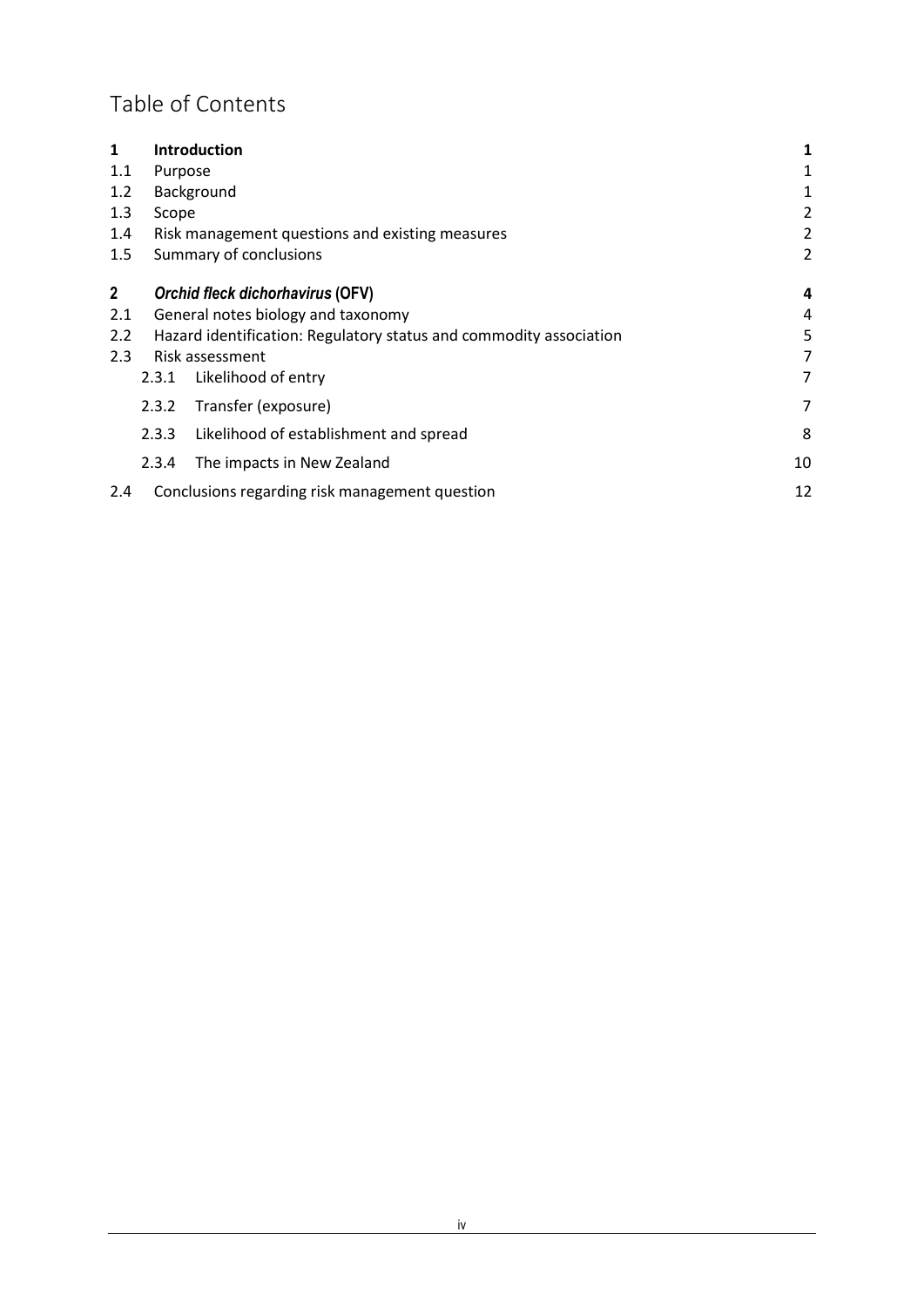# Table of Contents

| | | |
|---|---|---|
| **1** | **Introduction** | **1** |
| 1.1 | Purpose | 1 |
| 1.2 | Background | 1 |
| 1.3 | Scope | 2 |
| 1.4 | Risk management questions and existing measures | 2 |
| 1.5 | Summary of conclusions | 2 |
| **2** | ***Orchid fleck dichorhavirus* (OFV)** | **4** |
| 2.1 | General notes biology and taxonomy | 4 |
| 2.2 | Hazard identification: Regulatory status and commodity association | 5 |
| 2.3 | Risk assessment | 7 |
| 2.3.1 | Likelihood of entry | 7 |
| 2.3.2 | Transfer (exposure) | 7 |
| 2.3.3 | Likelihood of establishment and spread | 8 |
| 2.3.4 | The impacts in New Zealand | 10 |
| 2.4 | Conclusions regarding risk management question | 12 |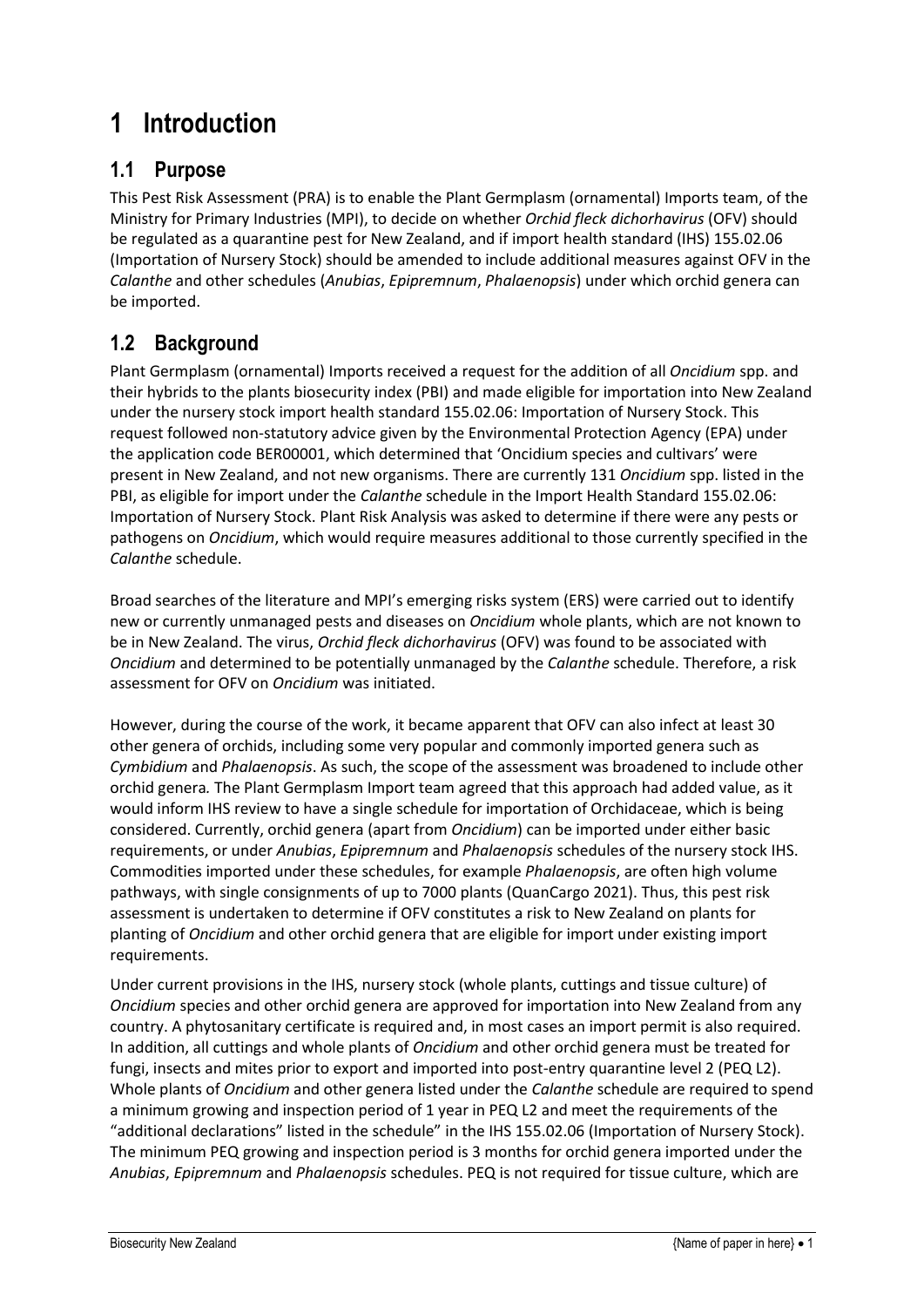# 1 Introduction

## 1.1 Purpose

This Pest Risk Assessment (PRA) is to enable the Plant Germplasm (ornamental) Imports team, of the Ministry for Primary Industries (MPI), to decide on whether *Orchid fleck dichorhavirus* (OFV) should be regulated as a quarantine pest for New Zealand, and if import health standard (IHS) 155.02.06 (Importation of Nursery Stock) should be amended to include additional measures against OFV in the *Calanthe* and other schedules (*Anubias*, *Epipremnum*, *Phalaenopsis*) under which orchid genera can be imported.

## 1.2 Background

Plant Germplasm (ornamental) Imports received a request for the addition of all *Oncidium* spp. and their hybrids to the plants biosecurity index (PBI) and made eligible for importation into New Zealand under the nursery stock import health standard 155.02.06: Importation of Nursery Stock. This request followed non-statutory advice given by the Environmental Protection Agency (EPA) under the application code BER00001, which determined that 'Oncidium species and cultivars' were present in New Zealand, and not new organisms. There are currently 131 *Oncidium* spp. listed in the PBI, as eligible for import under the *Calanthe* schedule in the Import Health Standard 155.02.06: Importation of Nursery Stock. Plant Risk Analysis was asked to determine if there were any pests or pathogens on *Oncidium*, which would require measures additional to those currently specified in the *Calanthe* schedule.

Broad searches of the literature and MPI's emerging risks system (ERS) were carried out to identify new or currently unmanaged pests and diseases on *Oncidium* whole plants, which are not known to be in New Zealand. The virus, *Orchid fleck dichorhavirus* (OFV) was found to be associated with *Oncidium* and determined to be potentially unmanaged by the *Calanthe* schedule. Therefore, a risk assessment for OFV on *Oncidium* was initiated.

However, during the course of the work, it became apparent that OFV can also infect at least 30 other genera of orchids, including some very popular and commonly imported genera such as *Cymbidium* and *Phalaenopsis*. As such, the scope of the assessment was broadened to include other orchid genera. The Plant Germplasm Import team agreed that this approach had added value, as it would inform IHS review to have a single schedule for importation of Orchidaceae, which is being considered. Currently, orchid genera (apart from *Oncidium*) can be imported under either basic requirements, or under *Anubias*, *Epipremnum* and *Phalaenopsis* schedules of the nursery stock IHS. Commodities imported under these schedules, for example *Phalaenopsis*, are often high volume pathways, with single consignments of up to 7000 plants (QuanCargo 2021). Thus, this pest risk assessment is undertaken to determine if OFV constitutes a risk to New Zealand on plants for planting of *Oncidium* and other orchid genera that are eligible for import under existing import requirements.

Under current provisions in the IHS, nursery stock (whole plants, cuttings and tissue culture) of *Oncidium* species and other orchid genera are approved for importation into New Zealand from any country. A phytosanitary certificate is required and, in most cases an import permit is also required. In addition, all cuttings and whole plants of *Oncidium* and other orchid genera must be treated for fungi, insects and mites prior to export and imported into post-entry quarantine level 2 (PEQ L2). Whole plants of *Oncidium* and other genera listed under the *Calanthe* schedule are required to spend a minimum growing and inspection period of 1 year in PEQ L2 and meet the requirements of the "additional declarations" listed in the schedule" in the IHS 155.02.06 (Importation of Nursery Stock). The minimum PEQ growing and inspection period is 3 months for orchid genera imported under the *Anubias*, *Epipremnum* and *Phalaenopsis* schedules. PEQ is not required for tissue culture, which are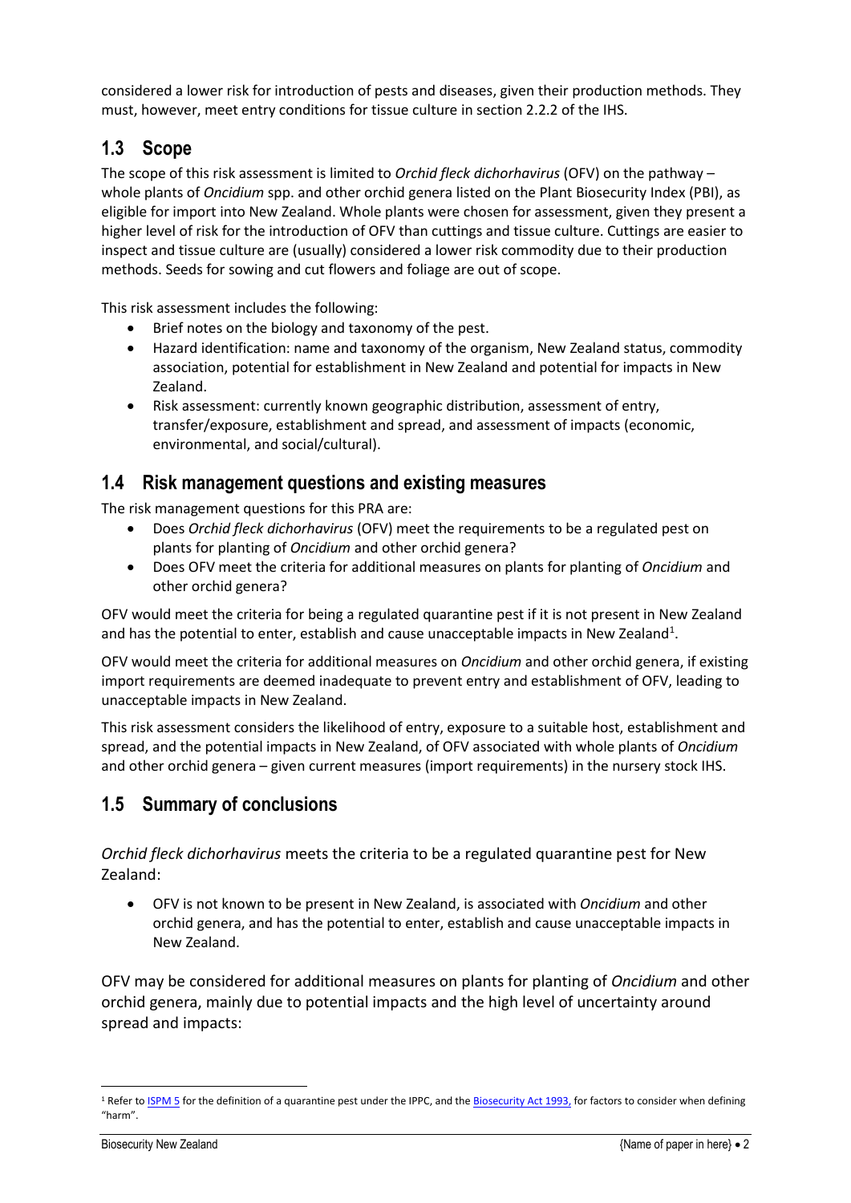considered a lower risk for introduction of pests and diseases, given their production methods. They must, however, meet entry conditions for tissue culture in section 2.2.2 of the IHS.

## 1.3 Scope

The scope of this risk assessment is limited to *Orchid fleck dichorhavirus* (OFV) on the pathway – whole plants of *Oncidium* spp. and other orchid genera listed on the Plant Biosecurity Index (PBI), as eligible for import into New Zealand. Whole plants were chosen for assessment, given they present a higher level of risk for the introduction of OFV than cuttings and tissue culture. Cuttings are easier to inspect and tissue culture are (usually) considered a lower risk commodity due to their production methods. Seeds for sowing and cut flowers and foliage are out of scope.

This risk assessment includes the following:

- Brief notes on the biology and taxonomy of the pest.
- Hazard identification: name and taxonomy of the organism, New Zealand status, commodity association, potential for establishment in New Zealand and potential for impacts in New Zealand.
- Risk assessment: currently known geographic distribution, assessment of entry, transfer/exposure, establishment and spread, and assessment of impacts (economic, environmental, and social/cultural).

## 1.4 Risk management questions and existing measures

The risk management questions for this PRA are:

- Does *Orchid fleck dichorhavirus* (OFV) meet the requirements to be a regulated pest on plants for planting of *Oncidium* and other orchid genera?
- Does OFV meet the criteria for additional measures on plants for planting of *Oncidium* and other orchid genera?

OFV would meet the criteria for being a regulated quarantine pest if it is not present in New Zealand and has the potential to enter, establish and cause unacceptable impacts in New Zealand[1].

OFV would meet the criteria for additional measures on *Oncidium* and other orchid genera, if existing import requirements are deemed inadequate to prevent entry and establishment of OFV, leading to unacceptable impacts in New Zealand.

This risk assessment considers the likelihood of entry, exposure to a suitable host, establishment and spread, and the potential impacts in New Zealand, of OFV associated with whole plants of *Oncidium* and other orchid genera – given current measures (import requirements) in the nursery stock IHS.

## 1.5 Summary of conclusions

*Orchid fleck dichorhavirus* meets the criteria to be a regulated quarantine pest for New Zealand:

- OFV is not known to be present in New Zealand, is associated with *Oncidium* and other orchid genera, and has the potential to enter, establish and cause unacceptable impacts in New Zealand.

OFV may be considered for additional measures on plants for planting of *Oncidium* and other orchid genera, mainly due to potential impacts and the high level of uncertainty around spread and impacts:

[1] Refer to ISPM 5 for the definition of a quarantine pest under the IPPC, and the Biosecurity Act 1993, for factors to consider when defining "harm".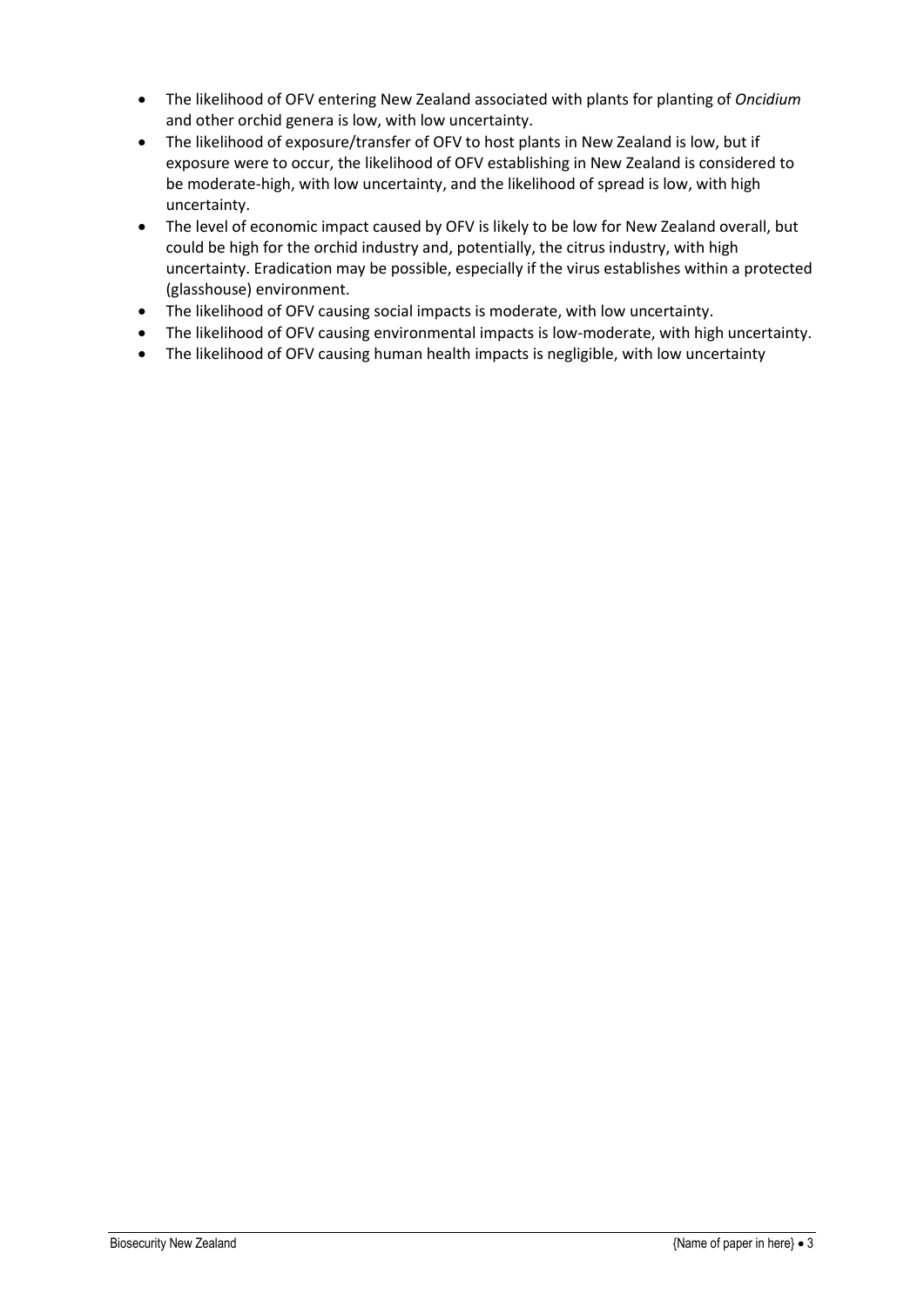- The likelihood of OFV entering New Zealand associated with plants for planting of *Oncidium* and other orchid genera is low, with low uncertainty.
- The likelihood of exposure/transfer of OFV to host plants in New Zealand is low, but if exposure were to occur, the likelihood of OFV establishing in New Zealand is considered to be moderate-high, with low uncertainty, and the likelihood of spread is low, with high uncertainty.
- The level of economic impact caused by OFV is likely to be low for New Zealand overall, but could be high for the orchid industry and, potentially, the citrus industry, with high uncertainty. Eradication may be possible, especially if the virus establishes within a protected (glasshouse) environment.
- The likelihood of OFV causing social impacts is moderate, with low uncertainty.
- The likelihood of OFV causing environmental impacts is low-moderate, with high uncertainty.
- The likelihood of OFV causing human health impacts is negligible, with low uncertainty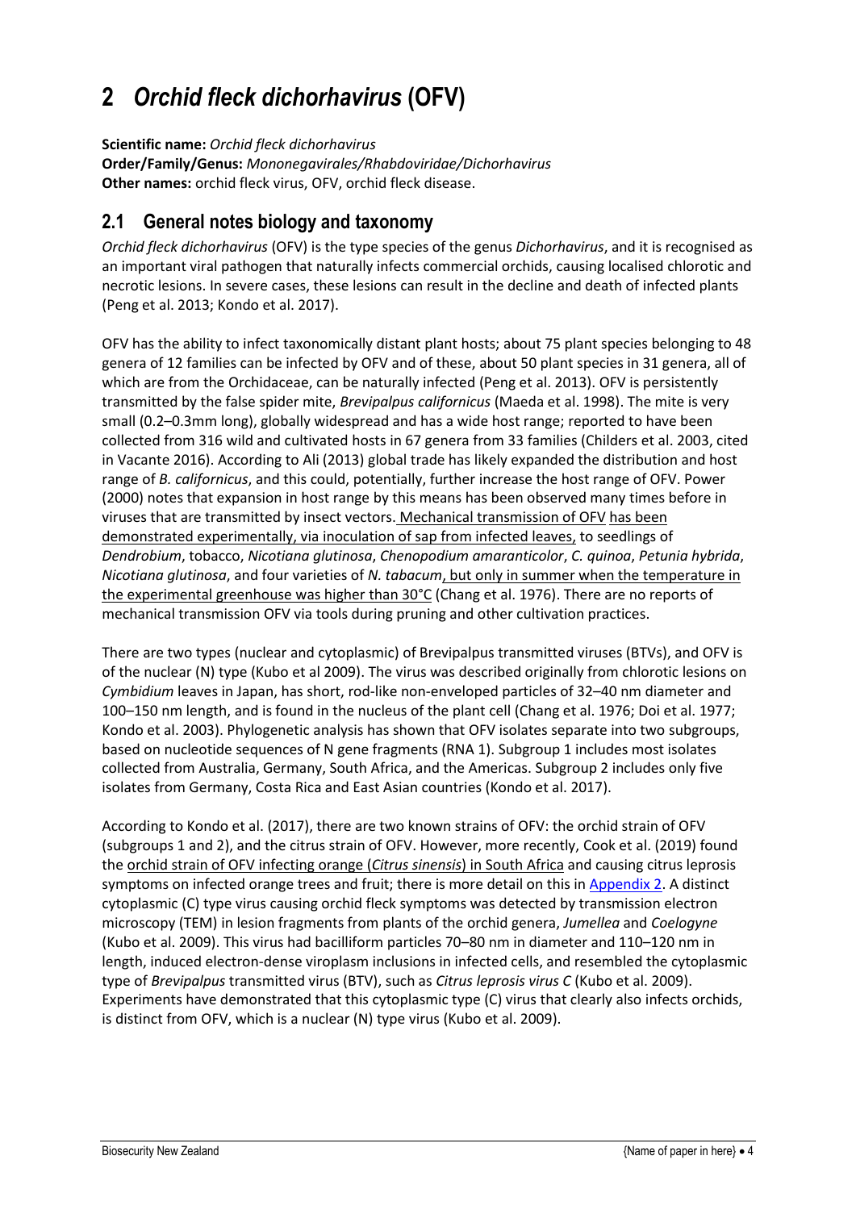# 2 *Orchid fleck dichorhavirus* (OFV)

**Scientific name:** *Orchid fleck dichorhavirus*
**Order/Family/Genus:** *Mononegavirales/Rhabdoviridae/Dichorhavirus*
**Other names:** orchid fleck virus, OFV, orchid fleck disease.

## 2.1 General notes biology and taxonomy

*Orchid fleck dichorhavirus* (OFV) is the type species of the genus *Dichorhavirus*, and it is recognised as an important viral pathogen that naturally infects commercial orchids, causing localised chlorotic and necrotic lesions. In severe cases, these lesions can result in the decline and death of infected plants (Peng et al. 2013; Kondo et al. 2017).

OFV has the ability to infect taxonomically distant plant hosts; about 75 plant species belonging to 48 genera of 12 families can be infected by OFV and of these, about 50 plant species in 31 genera, all of which are from the Orchidaceae, can be naturally infected (Peng et al. 2013). OFV is persistently transmitted by the false spider mite, *Brevipalpus californicus* (Maeda et al. 1998). The mite is very small (0.2–0.3mm long), globally widespread and has a wide host range; reported to have been collected from 316 wild and cultivated hosts in 67 genera from 33 families (Childers et al. 2003, cited in Vacante 2016). According to Ali (2013) global trade has likely expanded the distribution and host range of *B. californicus*, and this could, potentially, further increase the host range of OFV. Power (2000) notes that expansion in host range by this means has been observed many times before in viruses that are transmitted by insect vectors. Mechanical transmission of OFV has been demonstrated experimentally, via inoculation of sap from infected leaves, to seedlings of *Dendrobium*, tobacco, *Nicotiana glutinosa*, *Chenopodium amaranticolor*, *C. quinoa*, *Petunia hybrida*, *Nicotiana glutinosa*, and four varieties of *N. tabacum*, but only in summer when the temperature in the experimental greenhouse was higher than 30°C (Chang et al. 1976). There are no reports of mechanical transmission OFV via tools during pruning and other cultivation practices.

There are two types (nuclear and cytoplasmic) of Brevipalpus transmitted viruses (BTVs), and OFV is of the nuclear (N) type (Kubo et al 2009). The virus was described originally from chlorotic lesions on *Cymbidium* leaves in Japan, has short, rod-like non-enveloped particles of 32–40 nm diameter and 100–150 nm length, and is found in the nucleus of the plant cell (Chang et al. 1976; Doi et al. 1977; Kondo et al. 2003). Phylogenetic analysis has shown that OFV isolates separate into two subgroups, based on nucleotide sequences of N gene fragments (RNA 1). Subgroup 1 includes most isolates collected from Australia, Germany, South Africa, and the Americas. Subgroup 2 includes only five isolates from Germany, Costa Rica and East Asian countries (Kondo et al. 2017).

According to Kondo et al. (2017), there are two known strains of OFV: the orchid strain of OFV (subgroups 1 and 2), and the citrus strain of OFV. However, more recently, Cook et al. (2019) found the orchid strain of OFV infecting orange (*Citrus sinensis*) in South Africa and causing citrus leprosis symptoms on infected orange trees and fruit; there is more detail on this in Appendix 2. A distinct cytoplasmic (C) type virus causing orchid fleck symptoms was detected by transmission electron microscopy (TEM) in lesion fragments from plants of the orchid genera, *Jumellea* and *Coelogyne* (Kubo et al. 2009). This virus had bacilliform particles 70–80 nm in diameter and 110–120 nm in length, induced electron-dense viroplasm inclusions in infected cells, and resembled the cytoplasmic type of *Brevipalpus* transmitted virus (BTV), such as *Citrus leprosis virus C* (Kubo et al. 2009). Experiments have demonstrated that this cytoplasmic type (C) virus that clearly also infects orchids, is distinct from OFV, which is a nuclear (N) type virus (Kubo et al. 2009).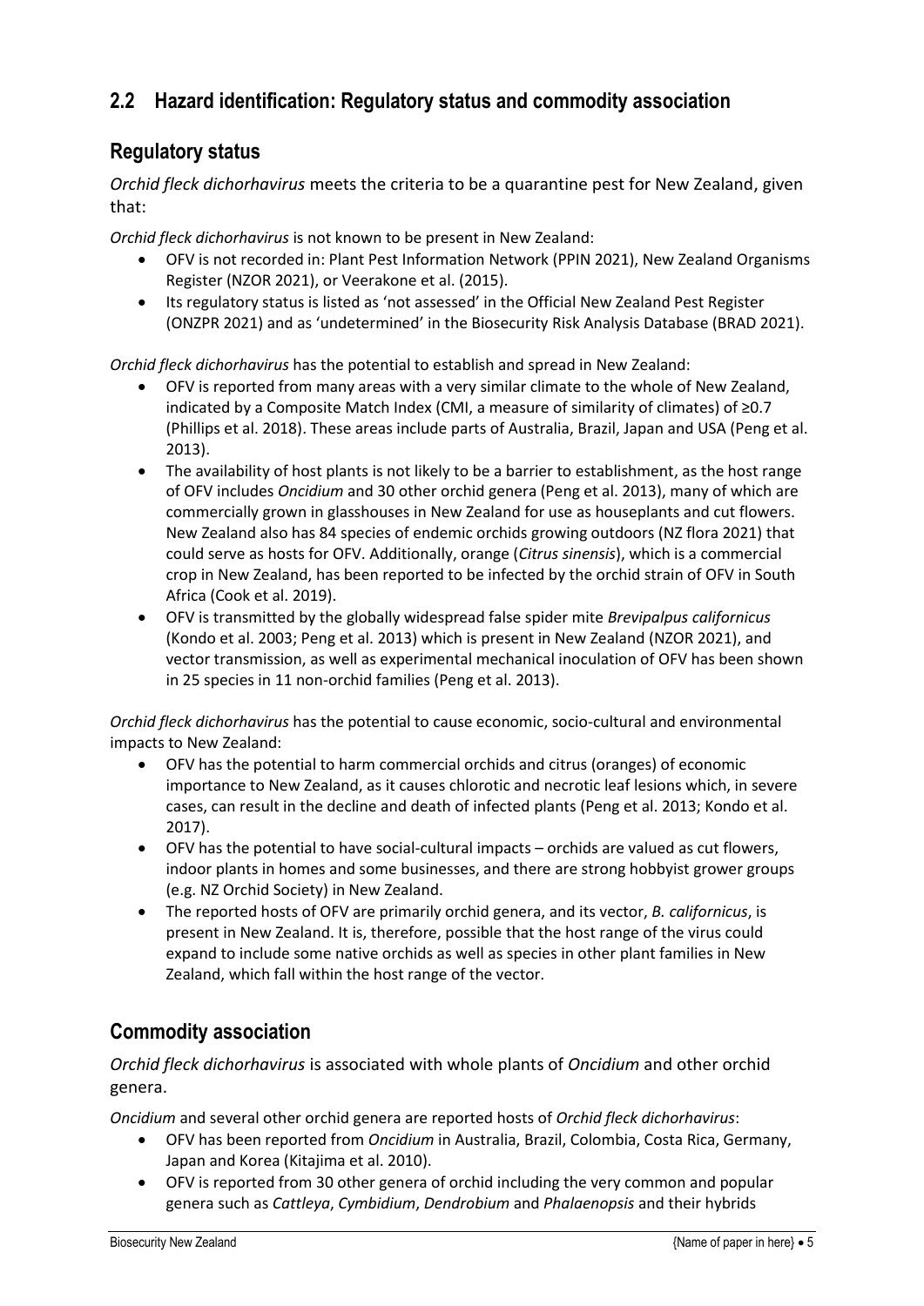## 2.2 Hazard identification: Regulatory status and commodity association

### Regulatory status

*Orchid fleck dichorhavirus* meets the criteria to be a quarantine pest for New Zealand, given that:

*Orchid fleck dichorhavirus* is not known to be present in New Zealand:

- OFV is not recorded in: Plant Pest Information Network (PPIN 2021), New Zealand Organisms Register (NZOR 2021), or Veerakone et al. (2015).
- Its regulatory status is listed as 'not assessed' in the Official New Zealand Pest Register (ONZPR 2021) and as 'undetermined' in the Biosecurity Risk Analysis Database (BRAD 2021).

*Orchid fleck dichorhavirus* has the potential to establish and spread in New Zealand:

- OFV is reported from many areas with a very similar climate to the whole of New Zealand, indicated by a Composite Match Index (CMI, a measure of similarity of climates) of ≥0.7 (Phillips et al. 2018). These areas include parts of Australia, Brazil, Japan and USA (Peng et al. 2013).
- The availability of host plants is not likely to be a barrier to establishment, as the host range of OFV includes *Oncidium* and 30 other orchid genera (Peng et al. 2013), many of which are commercially grown in glasshouses in New Zealand for use as houseplants and cut flowers. New Zealand also has 84 species of endemic orchids growing outdoors (NZ flora 2021) that could serve as hosts for OFV. Additionally, orange (*Citrus sinensis*), which is a commercial crop in New Zealand, has been reported to be infected by the orchid strain of OFV in South Africa (Cook et al. 2019).
- OFV is transmitted by the globally widespread false spider mite *Brevipalpus californicus* (Kondo et al. 2003; Peng et al. 2013) which is present in New Zealand (NZOR 2021), and vector transmission, as well as experimental mechanical inoculation of OFV has been shown in 25 species in 11 non-orchid families (Peng et al. 2013).

*Orchid fleck dichorhavirus* has the potential to cause economic, socio-cultural and environmental impacts to New Zealand:

- OFV has the potential to harm commercial orchids and citrus (oranges) of economic importance to New Zealand, as it causes chlorotic and necrotic leaf lesions which, in severe cases, can result in the decline and death of infected plants (Peng et al. 2013; Kondo et al. 2017).
- OFV has the potential to have social-cultural impacts – orchids are valued as cut flowers, indoor plants in homes and some businesses, and there are strong hobbyist grower groups (e.g. NZ Orchid Society) in New Zealand.
- The reported hosts of OFV are primarily orchid genera, and its vector, *B. californicus*, is present in New Zealand. It is, therefore, possible that the host range of the virus could expand to include some native orchids as well as species in other plant families in New Zealand, which fall within the host range of the vector.

### Commodity association

*Orchid fleck dichorhavirus* is associated with whole plants of *Oncidium* and other orchid genera.

*Oncidium* and several other orchid genera are reported hosts of *Orchid fleck dichorhavirus*:

- OFV has been reported from *Oncidium* in Australia, Brazil, Colombia, Costa Rica, Germany, Japan and Korea (Kitajima et al. 2010).
- OFV is reported from 30 other genera of orchid including the very common and popular genera such as *Cattleya*, *Cymbidium*, *Dendrobium* and *Phalaenopsis* and their hybrids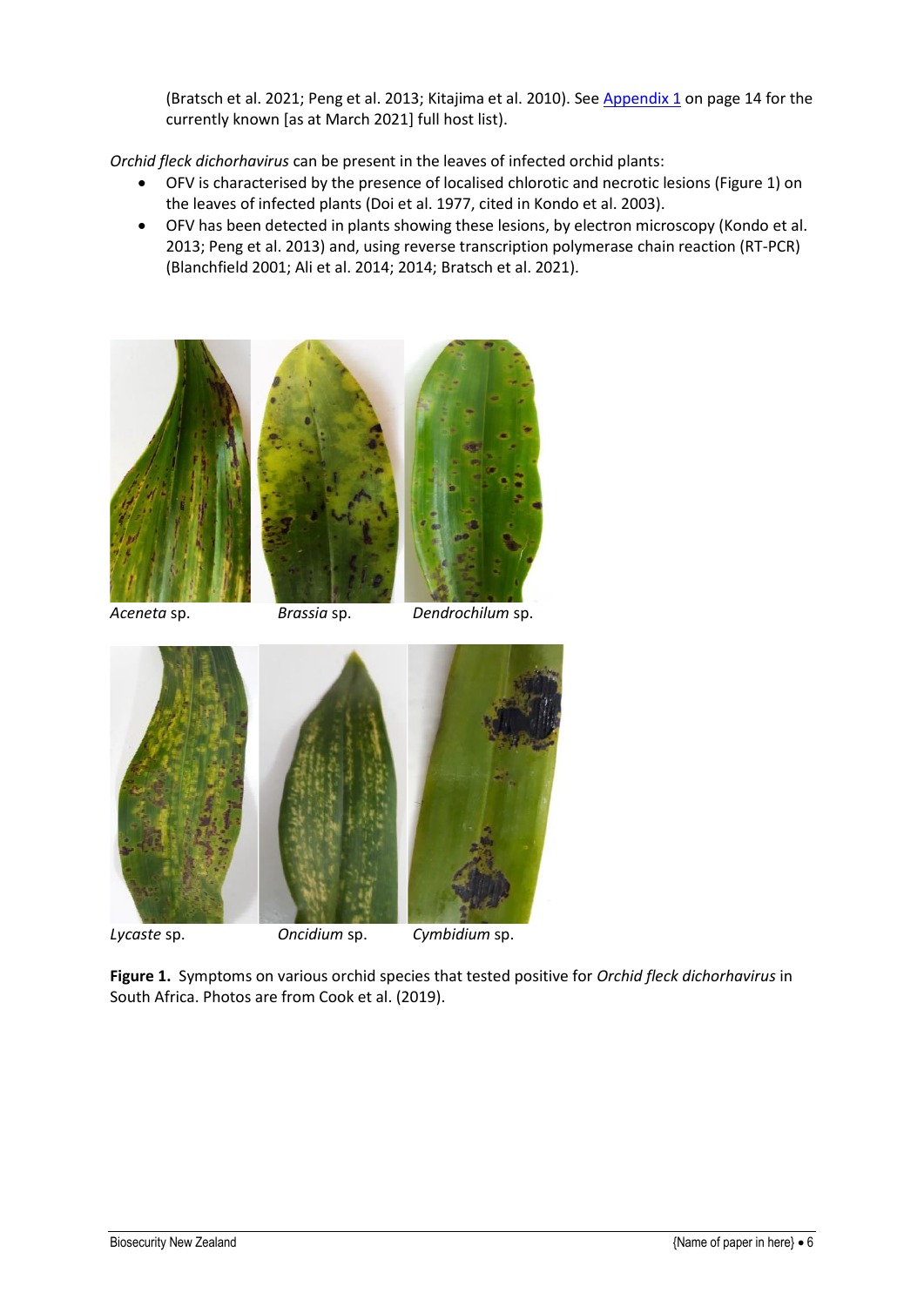(Bratsch et al. 2021; Peng et al. 2013; Kitajima et al. 2010). See Appendix 1 on page 14 for the currently known [as at March 2021] full host list).

*Orchid fleck dichorhavirus* can be present in the leaves of infected orchid plants:

- OFV is characterised by the presence of localised chlorotic and necrotic lesions (Figure 1) on the leaves of infected plants (Doi et al. 1977, cited in Kondo et al. 2003).
- OFV has been detected in plants showing these lesions, by electron microscopy (Kondo et al. 2013; Peng et al. 2013) and, using reverse transcription polymerase chain reaction (RT-PCR) (Blanchfield 2001; Ali et al. 2014; 2014; Bratsch et al. 2021).

*Aceneta* sp. *Brassia* sp. *Dendrochilum* sp.

*Lycaste* sp. *Oncidium* sp. *Cymbidium* sp.

**Figure 1.** Symptoms on various orchid species that tested positive for *Orchid fleck dichorhavirus* in South Africa. Photos are from Cook et al. (2019).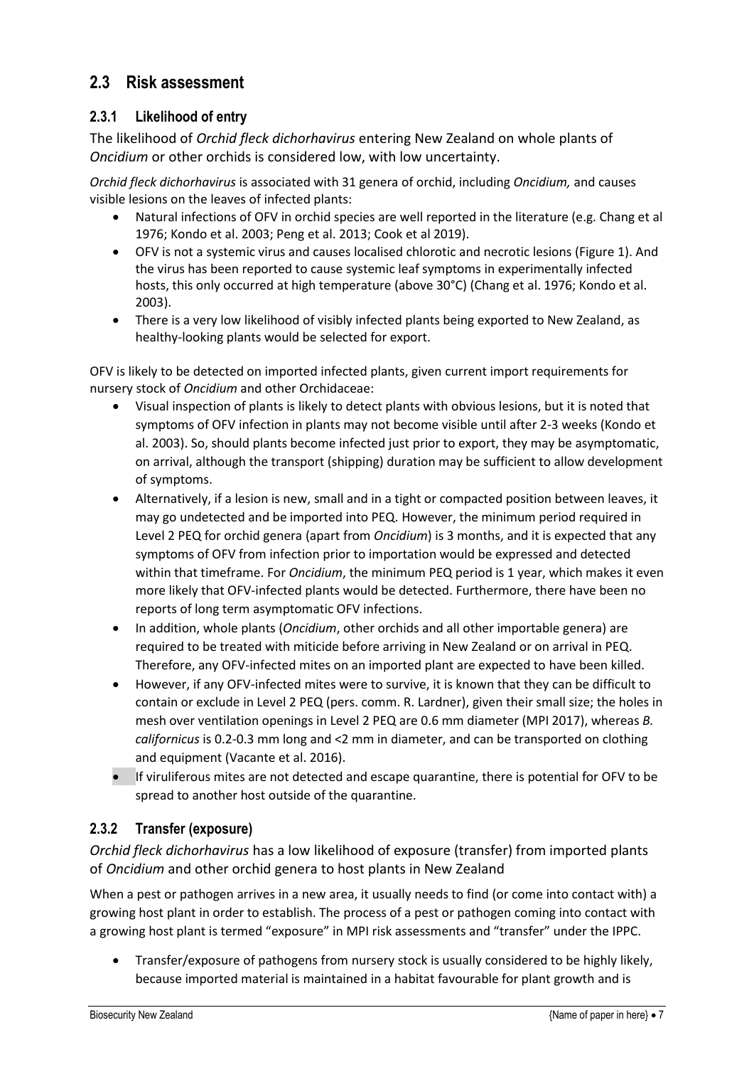## 2.3 Risk assessment

### 2.3.1 Likelihood of entry

The likelihood of *Orchid fleck dichorhavirus* entering New Zealand on whole plants of *Oncidium* or other orchids is considered low, with low uncertainty.

*Orchid fleck dichorhavirus* is associated with 31 genera of orchid, including *Oncidium,* and causes visible lesions on the leaves of infected plants:

- Natural infections of OFV in orchid species are well reported in the literature (e.g. Chang et al 1976; Kondo et al. 2003; Peng et al. 2013; Cook et al 2019).
- OFV is not a systemic virus and causes localised chlorotic and necrotic lesions (Figure 1). And the virus has been reported to cause systemic leaf symptoms in experimentally infected hosts, this only occurred at high temperature (above 30°C) (Chang et al. 1976; Kondo et al. 2003).
- There is a very low likelihood of visibly infected plants being exported to New Zealand, as healthy-looking plants would be selected for export.

OFV is likely to be detected on imported infected plants, given current import requirements for nursery stock of *Oncidium* and other Orchidaceae:

- Visual inspection of plants is likely to detect plants with obvious lesions, but it is noted that symptoms of OFV infection in plants may not become visible until after 2-3 weeks (Kondo et al. 2003). So, should plants become infected just prior to export, they may be asymptomatic, on arrival, although the transport (shipping) duration may be sufficient to allow development of symptoms.
- Alternatively, if a lesion is new, small and in a tight or compacted position between leaves, it may go undetected and be imported into PEQ. However, the minimum period required in Level 2 PEQ for orchid genera (apart from *Oncidium*) is 3 months, and it is expected that any symptoms of OFV from infection prior to importation would be expressed and detected within that timeframe. For *Oncidium*, the minimum PEQ period is 1 year, which makes it even more likely that OFV-infected plants would be detected. Furthermore, there have been no reports of long term asymptomatic OFV infections.
- In addition, whole plants (*Oncidium*, other orchids and all other importable genera) are required to be treated with miticide before arriving in New Zealand or on arrival in PEQ. Therefore, any OFV-infected mites on an imported plant are expected to have been killed.
- However, if any OFV-infected mites were to survive, it is known that they can be difficult to contain or exclude in Level 2 PEQ (pers. comm. R. Lardner), given their small size; the holes in mesh over ventilation openings in Level 2 PEQ are 0.6 mm diameter (MPI 2017), whereas *B. californicus* is 0.2-0.3 mm long and <2 mm in diameter, and can be transported on clothing and equipment (Vacante et al. 2016).
- If viruliferous mites are not detected and escape quarantine, there is potential for OFV to be spread to another host outside of the quarantine.

### 2.3.2 Transfer (exposure)

*Orchid fleck dichorhavirus* has a low likelihood of exposure (transfer) from imported plants of *Oncidium* and other orchid genera to host plants in New Zealand

When a pest or pathogen arrives in a new area, it usually needs to find (or come into contact with) a growing host plant in order to establish. The process of a pest or pathogen coming into contact with a growing host plant is termed "exposure" in MPI risk assessments and "transfer" under the IPPC.

- Transfer/exposure of pathogens from nursery stock is usually considered to be highly likely, because imported material is maintained in a habitat favourable for plant growth and is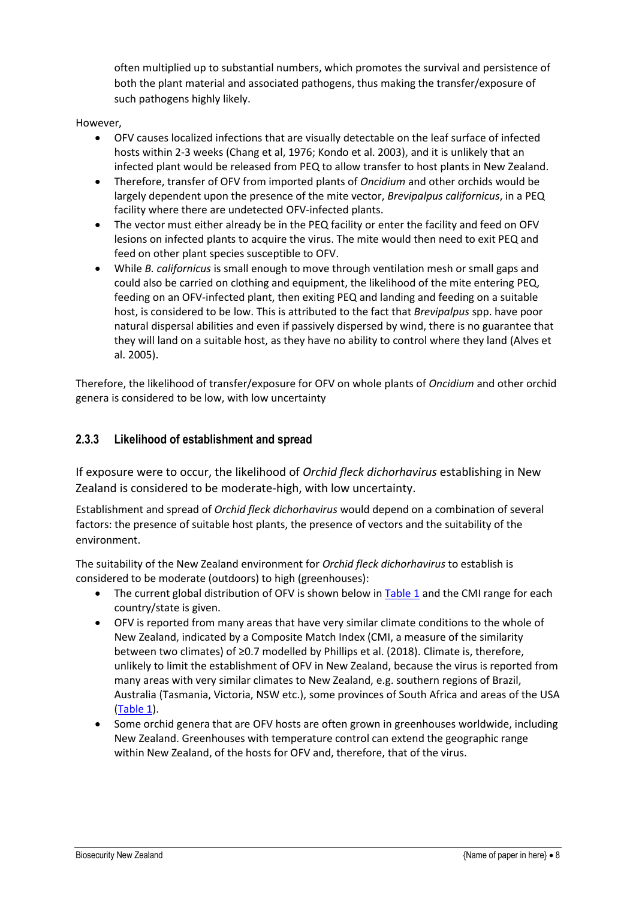often multiplied up to substantial numbers, which promotes the survival and persistence of both the plant material and associated pathogens, thus making the transfer/exposure of such pathogens highly likely.

However,

- OFV causes localized infections that are visually detectable on the leaf surface of infected hosts within 2-3 weeks (Chang et al, 1976; Kondo et al. 2003), and it is unlikely that an infected plant would be released from PEQ to allow transfer to host plants in New Zealand.
- Therefore, transfer of OFV from imported plants of *Oncidium* and other orchids would be largely dependent upon the presence of the mite vector, *Brevipalpus californicus*, in a PEQ facility where there are undetected OFV-infected plants.
- The vector must either already be in the PEQ facility or enter the facility and feed on OFV lesions on infected plants to acquire the virus. The mite would then need to exit PEQ and feed on other plant species susceptible to OFV.
- While *B. californicus* is small enough to move through ventilation mesh or small gaps and could also be carried on clothing and equipment, the likelihood of the mite entering PEQ, feeding on an OFV-infected plant, then exiting PEQ and landing and feeding on a suitable host, is considered to be low. This is attributed to the fact that *Brevipalpus* spp. have poor natural dispersal abilities and even if passively dispersed by wind, there is no guarantee that they will land on a suitable host, as they have no ability to control where they land (Alves et al. 2005).

Therefore, the likelihood of transfer/exposure for OFV on whole plants of *Oncidium* and other orchid genera is considered to be low, with low uncertainty

### 2.3.3 Likelihood of establishment and spread

If exposure were to occur, the likelihood of *Orchid fleck dichorhavirus* establishing in New Zealand is considered to be moderate-high, with low uncertainty.

Establishment and spread of *Orchid fleck dichorhavirus* would depend on a combination of several factors: the presence of suitable host plants, the presence of vectors and the suitability of the environment.

The suitability of the New Zealand environment for *Orchid fleck dichorhavirus* to establish is considered to be moderate (outdoors) to high (greenhouses):

- The current global distribution of OFV is shown below in Table 1 and the CMI range for each country/state is given.
- OFV is reported from many areas that have very similar climate conditions to the whole of New Zealand, indicated by a Composite Match Index (CMI, a measure of the similarity between two climates) of ≥0.7 modelled by Phillips et al. (2018). Climate is, therefore, unlikely to limit the establishment of OFV in New Zealand, because the virus is reported from many areas with very similar climates to New Zealand, e.g. southern regions of Brazil, Australia (Tasmania, Victoria, NSW etc.), some provinces of South Africa and areas of the USA (Table 1).
- Some orchid genera that are OFV hosts are often grown in greenhouses worldwide, including New Zealand. Greenhouses with temperature control can extend the geographic range within New Zealand, of the hosts for OFV and, therefore, that of the virus.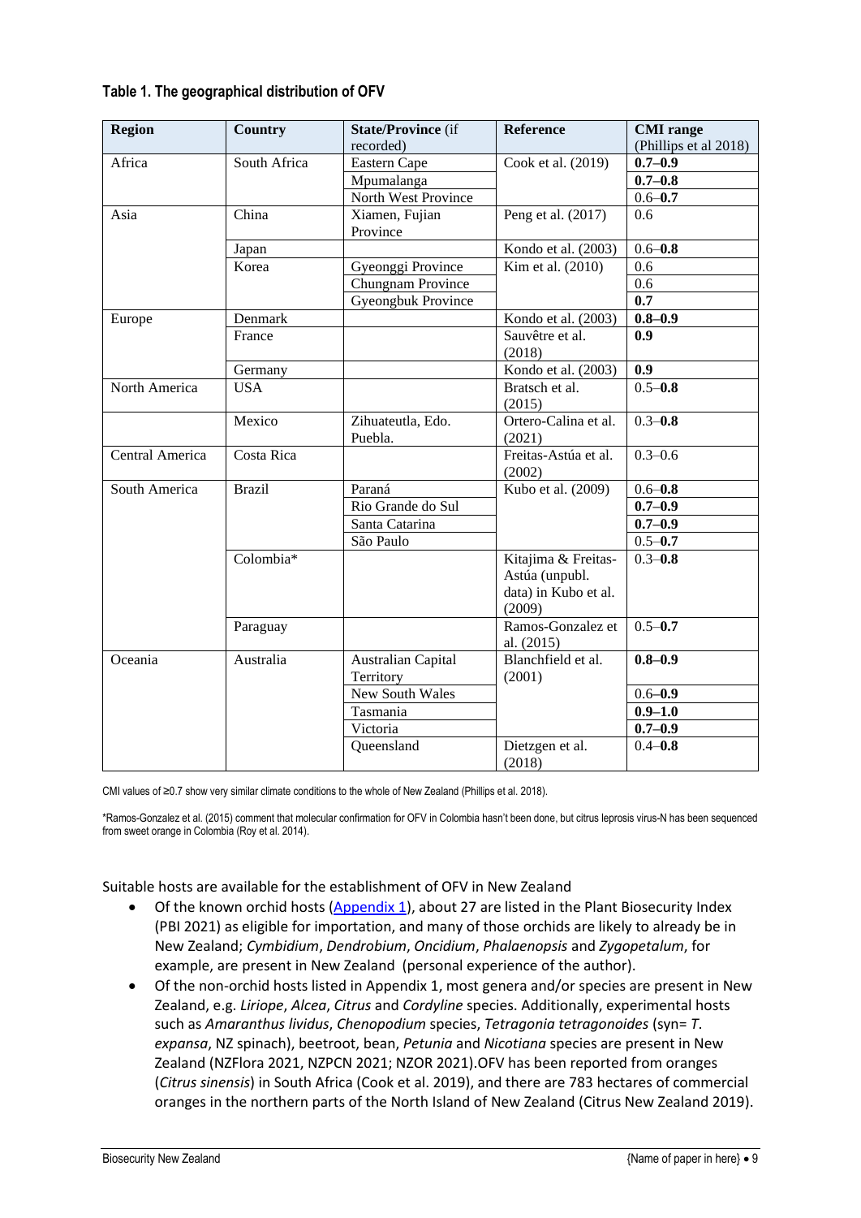**Table 1. The geographical distribution of OFV**

| Region | Country | State/Province (if recorded) | Reference | CMI range (Phillips et al 2018) |
|---|---|---|---|---|
| Africa | South Africa | Eastern Cape | Cook et al. (2019) | **0.7–0.9** |
| | | Mpumalanga | | **0.7–0.8** |
| | | North West Province | | 0.6–**0.7** |
| Asia | China | Xiamen, Fujian Province | Peng et al. (2017) | 0.6 |
| | Japan | | Kondo et al. (2003) | 0.6–**0.8** |
| | Korea | Gyeonggi Province | Kim et al. (2010) | 0.6 |
| | | Chungnam Province | | 0.6 |
| | | Gyeongbuk Province | | **0.7** |
| Europe | Denmark | | Kondo et al. (2003) | **0.8–0.9** |
| | France | | Sauvêtre et al. (2018) | **0.9** |
| | Germany | | Kondo et al. (2003) | **0.9** |
| North America | USA | | Bratsch et al. (2015) | 0.5–**0.8** |
| | Mexico | Zihuateutla, Edo. Puebla. | Ortero-Calina et al. (2021) | 0.3–**0.8** |
| Central America | Costa Rica | | Freitas-Astúa et al. (2002) | 0.3–0.6 |
| South America | Brazil | Paraná | Kubo et al. (2009) | 0.6–**0.8** |
| | | Rio Grande do Sul | | **0.7–0.9** |
| | | Santa Catarina | | **0.7–0.9** |
| | | São Paulo | | 0.5–**0.7** |
| | Colombia* | | Kitajima & Freitas-Astúa (unpubl. data) in Kubo et al. (2009) | 0.3–**0.8** |
| | Paraguay | | Ramos-Gonzalez et al. (2015) | 0.5–**0.7** |
| Oceania | Australia | Australian Capital Territory | Blanchfield et al. (2001) | **0.8–0.9** |
| | | New South Wales | | 0.6–**0.9** |
| | | Tasmania | | **0.9–1.0** |
| | | Victoria | | **0.7–0.9** |
| | | Queensland | Dietzgen et al. (2018) | 0.4–**0.8** |

CMI values of ≥0.7 show very similar climate conditions to the whole of New Zealand (Phillips et al. 2018).

*Ramos-Gonzalez et al. (2015) comment that molecular confirmation for OFV in Colombia hasn't been done, but citrus leprosis virus-N has been sequenced from sweet orange in Colombia (Roy et al. 2014).

Suitable hosts are available for the establishment of OFV in New Zealand

- Of the known orchid hosts (Appendix 1), about 27 are listed in the Plant Biosecurity Index (PBI 2021) as eligible for importation, and many of those orchids are likely to already be in New Zealand; *Cymbidium*, *Dendrobium*, *Oncidium*, *Phalaenopsis* and *Zygopetalum*, for example, are present in New Zealand (personal experience of the author).
- Of the non-orchid hosts listed in Appendix 1, most genera and/or species are present in New Zealand, e.g. *Liriope*, *Alcea*, *Citrus* and *Cordyline* species. Additionally, experimental hosts such as *Amaranthus lividus*, *Chenopodium* species, *Tetragonia tetragonoides* (syn= *T. expansa*, NZ spinach), beetroot, bean, *Petunia* and *Nicotiana* species are present in New Zealand (NZFlora 2021, NZPCN 2021; NZOR 2021).OFV has been reported from oranges (*Citrus sinensis*) in South Africa (Cook et al. 2019), and there are 783 hectares of commercial oranges in the northern parts of the North Island of New Zealand (Citrus New Zealand 2019).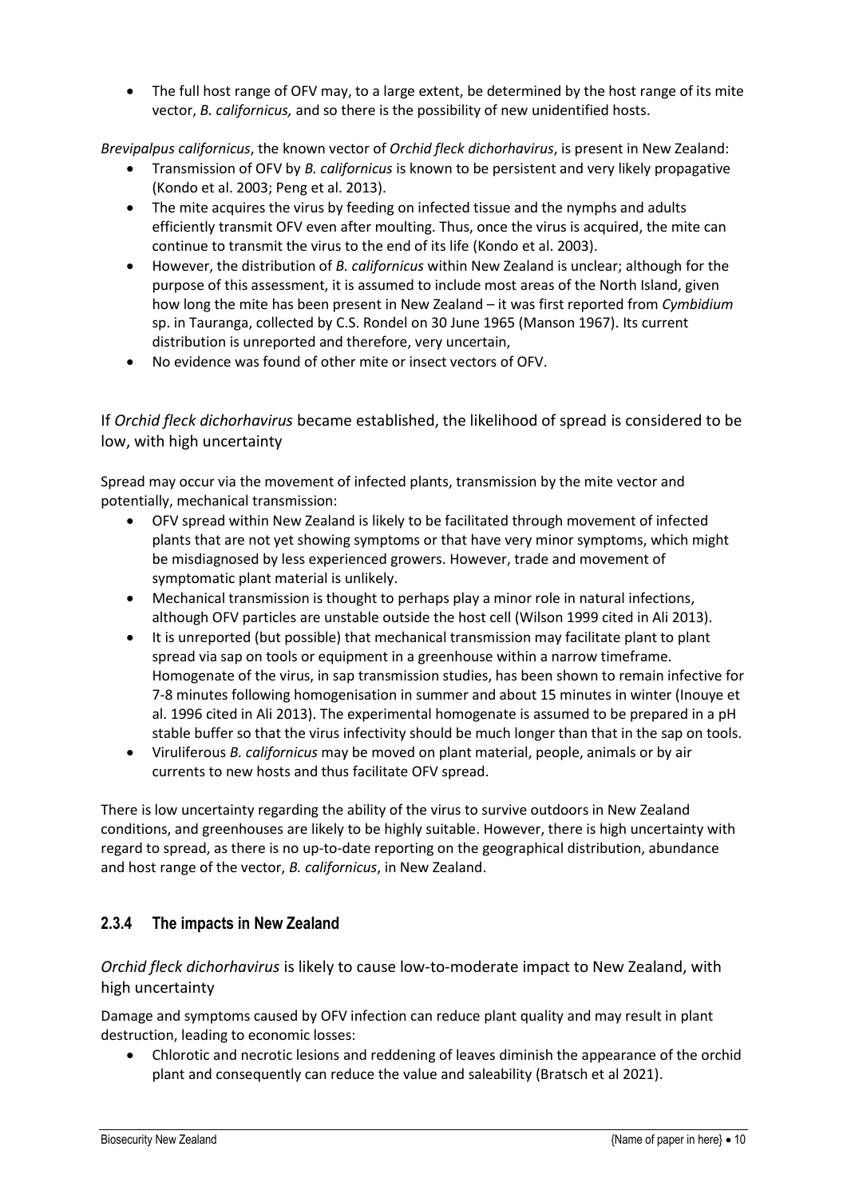- The full host range of OFV may, to a large extent, be determined by the host range of its mite vector, *B. californicus,* and so there is the possibility of new unidentified hosts.

*Brevipalpus californicus*, the known vector of *Orchid fleck dichorhavirus*, is present in New Zealand:

- Transmission of OFV by *B. californicus* is known to be persistent and very likely propagative (Kondo et al. 2003; Peng et al. 2013).
- The mite acquires the virus by feeding on infected tissue and the nymphs and adults efficiently transmit OFV even after moulting. Thus, once the virus is acquired, the mite can continue to transmit the virus to the end of its life (Kondo et al. 2003).
- However, the distribution of *B. californicus* within New Zealand is unclear; although for the purpose of this assessment, it is assumed to include most areas of the North Island, given how long the mite has been present in New Zealand – it was first reported from *Cymbidium* sp. in Tauranga, collected by C.S. Rondel on 30 June 1965 (Manson 1967). Its current distribution is unreported and therefore, very uncertain,
- No evidence was found of other mite or insect vectors of OFV.

If *Orchid fleck dichorhavirus* became established, the likelihood of spread is considered to be low, with high uncertainty

Spread may occur via the movement of infected plants, transmission by the mite vector and potentially, mechanical transmission:

- OFV spread within New Zealand is likely to be facilitated through movement of infected plants that are not yet showing symptoms or that have very minor symptoms, which might be misdiagnosed by less experienced growers. However, trade and movement of symptomatic plant material is unlikely.
- Mechanical transmission is thought to perhaps play a minor role in natural infections, although OFV particles are unstable outside the host cell (Wilson 1999 cited in Ali 2013).
- It is unreported (but possible) that mechanical transmission may facilitate plant to plant spread via sap on tools or equipment in a greenhouse within a narrow timeframe. Homogenate of the virus, in sap transmission studies, has been shown to remain infective for 7-8 minutes following homogenisation in summer and about 15 minutes in winter (Inouye et al. 1996 cited in Ali 2013). The experimental homogenate is assumed to be prepared in a pH stable buffer so that the virus infectivity should be much longer than that in the sap on tools.
- Viruliferous *B. californicus* may be moved on plant material, people, animals or by air currents to new hosts and thus facilitate OFV spread.

There is low uncertainty regarding the ability of the virus to survive outdoors in New Zealand conditions, and greenhouses are likely to be highly suitable. However, there is high uncertainty with regard to spread, as there is no up-to-date reporting on the geographical distribution, abundance and host range of the vector, *B. californicus*, in New Zealand.

### 2.3.4 The impacts in New Zealand

*Orchid fleck dichorhavirus* is likely to cause low-to-moderate impact to New Zealand, with high uncertainty

Damage and symptoms caused by OFV infection can reduce plant quality and may result in plant destruction, leading to economic losses:

- Chlorotic and necrotic lesions and reddening of leaves diminish the appearance of the orchid plant and consequently can reduce the value and saleability (Bratsch et al 2021).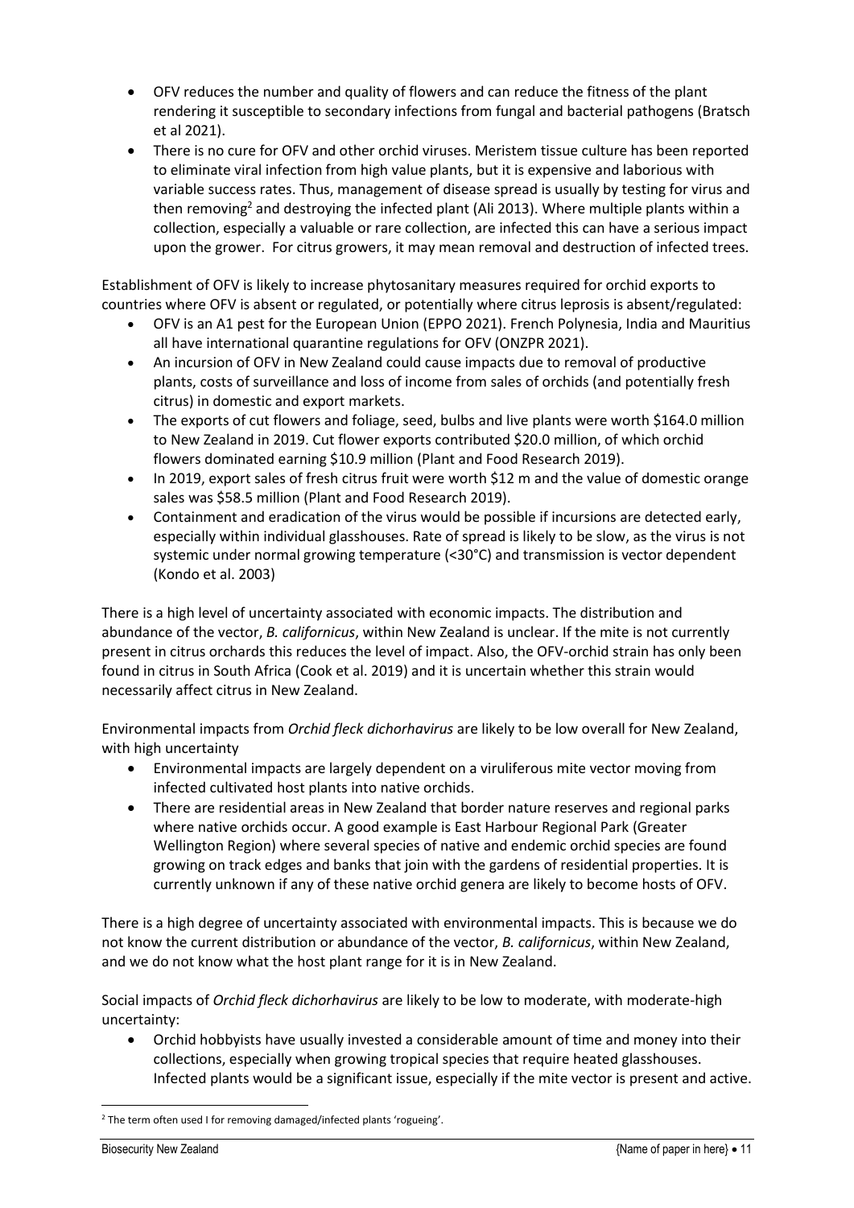- OFV reduces the number and quality of flowers and can reduce the fitness of the plant rendering it susceptible to secondary infections from fungal and bacterial pathogens (Bratsch et al 2021).
- There is no cure for OFV and other orchid viruses. Meristem tissue culture has been reported to eliminate viral infection from high value plants, but it is expensive and laborious with variable success rates. Thus, management of disease spread is usually by testing for virus and then removing[2] and destroying the infected plant (Ali 2013). Where multiple plants within a collection, especially a valuable or rare collection, are infected this can have a serious impact upon the grower. For citrus growers, it may mean removal and destruction of infected trees.

Establishment of OFV is likely to increase phytosanitary measures required for orchid exports to countries where OFV is absent or regulated, or potentially where citrus leprosis is absent/regulated:

- OFV is an A1 pest for the European Union (EPPO 2021). French Polynesia, India and Mauritius all have international quarantine regulations for OFV (ONZPR 2021).
- An incursion of OFV in New Zealand could cause impacts due to removal of productive plants, costs of surveillance and loss of income from sales of orchids (and potentially fresh citrus) in domestic and export markets.
- The exports of cut flowers and foliage, seed, bulbs and live plants were worth $164.0 million to New Zealand in 2019. Cut flower exports contributed $20.0 million, of which orchid flowers dominated earning $10.9 million (Plant and Food Research 2019).
- In 2019, export sales of fresh citrus fruit were worth $12 m and the value of domestic orange sales was $58.5 million (Plant and Food Research 2019).
- Containment and eradication of the virus would be possible if incursions are detected early, especially within individual glasshouses. Rate of spread is likely to be slow, as the virus is not systemic under normal growing temperature (<30°C) and transmission is vector dependent (Kondo et al. 2003)

There is a high level of uncertainty associated with economic impacts. The distribution and abundance of the vector, *B. californicus*, within New Zealand is unclear. If the mite is not currently present in citrus orchards this reduces the level of impact. Also, the OFV-orchid strain has only been found in citrus in South Africa (Cook et al. 2019) and it is uncertain whether this strain would necessarily affect citrus in New Zealand.

Environmental impacts from *Orchid fleck dichorhavirus* are likely to be low overall for New Zealand, with high uncertainty

- Environmental impacts are largely dependent on a viruliferous mite vector moving from infected cultivated host plants into native orchids.
- There are residential areas in New Zealand that border nature reserves and regional parks where native orchids occur. A good example is East Harbour Regional Park (Greater Wellington Region) where several species of native and endemic orchid species are found growing on track edges and banks that join with the gardens of residential properties. It is currently unknown if any of these native orchid genera are likely to become hosts of OFV.

There is a high degree of uncertainty associated with environmental impacts. This is because we do not know the current distribution or abundance of the vector, *B. californicus*, within New Zealand, and we do not know what the host plant range for it is in New Zealand.

Social impacts of *Orchid fleck dichorhavirus* are likely to be low to moderate, with moderate-high uncertainty:

- Orchid hobbyists have usually invested a considerable amount of time and money into their collections, especially when growing tropical species that require heated glasshouses. Infected plants would be a significant issue, especially if the mite vector is present and active.

[2] The term often used I for removing damaged/infected plants 'rogueing'.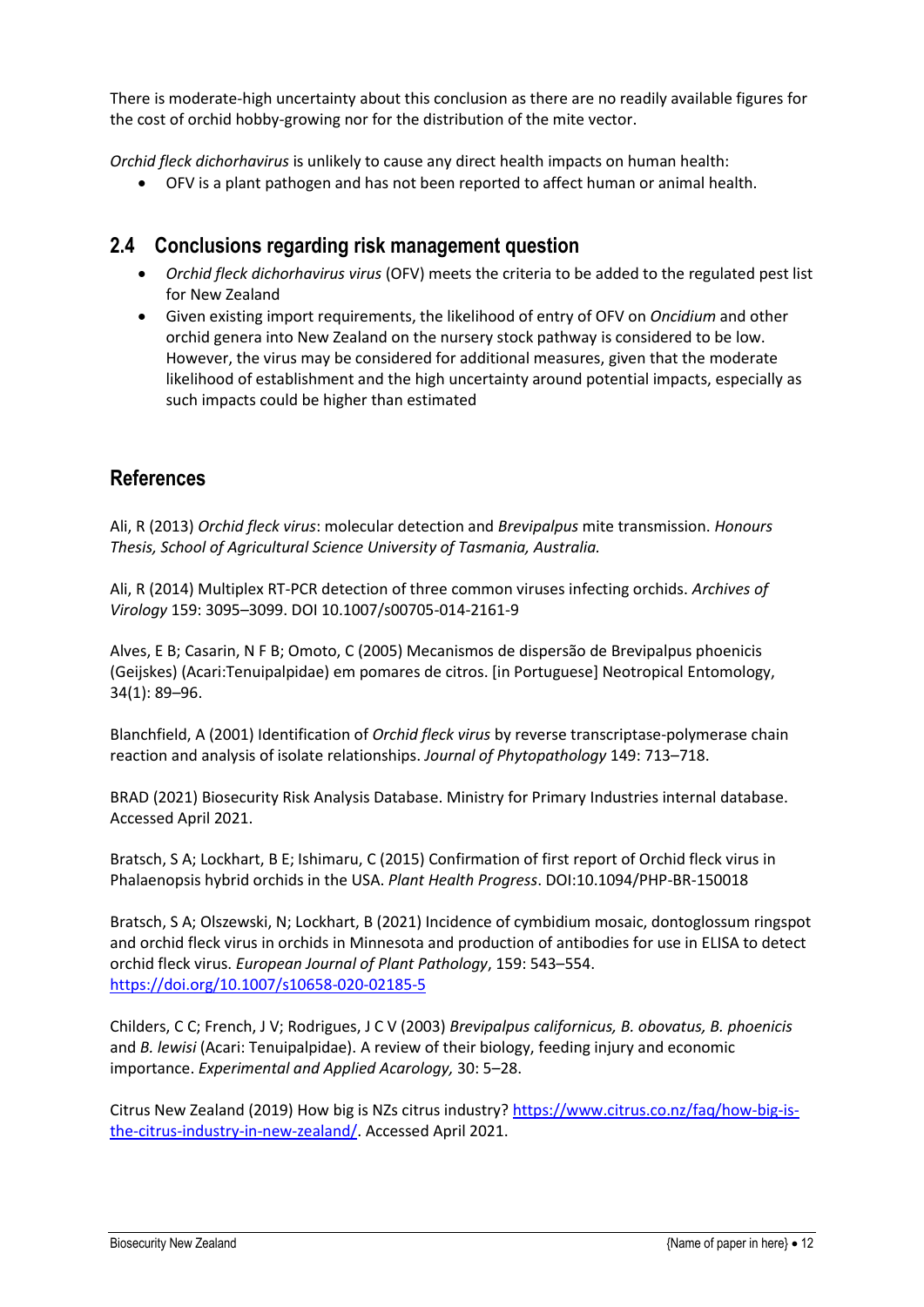There is moderate-high uncertainty about this conclusion as there are no readily available figures for the cost of orchid hobby-growing nor for the distribution of the mite vector.

*Orchid fleck dichorhavirus* is unlikely to cause any direct health impacts on human health:

- OFV is a plant pathogen and has not been reported to affect human or animal health.

## 2.4 Conclusions regarding risk management question

- *Orchid fleck dichorhavirus virus* (OFV) meets the criteria to be added to the regulated pest list for New Zealand
- Given existing import requirements, the likelihood of entry of OFV on *Oncidium* and other orchid genera into New Zealand on the nursery stock pathway is considered to be low. However, the virus may be considered for additional measures, given that the moderate likelihood of establishment and the high uncertainty around potential impacts, especially as such impacts could be higher than estimated

## References

Ali, R (2013) *Orchid fleck virus*: molecular detection and *Brevipalpus* mite transmission. *Honours Thesis, School of Agricultural Science University of Tasmania, Australia.*

Ali, R (2014) Multiplex RT-PCR detection of three common viruses infecting orchids. *Archives of Virology* 159: 3095–3099. DOI 10.1007/s00705-014-2161-9

Alves, E B; Casarin, N F B; Omoto, C (2005) Mecanismos de dispersão de Brevipalpus phoenicis (Geijskes) (Acari:Tenuipalpidae) em pomares de citros. [in Portuguese] Neotropical Entomology, 34(1): 89–96.

Blanchfield, A (2001) Identification of *Orchid fleck virus* by reverse transcriptase-polymerase chain reaction and analysis of isolate relationships. *Journal of Phytopathology* 149: 713–718.

BRAD (2021) Biosecurity Risk Analysis Database. Ministry for Primary Industries internal database. Accessed April 2021.

Bratsch, S A; Lockhart, B E; Ishimaru, C (2015) Confirmation of first report of Orchid fleck virus in Phalaenopsis hybrid orchids in the USA. *Plant Health Progress*. DOI:10.1094/PHP-BR-150018

Bratsch, S A; Olszewski, N; Lockhart, B (2021) Incidence of cymbidium mosaic, dontoglossum ringspot and orchid fleck virus in orchids in Minnesota and production of antibodies for use in ELISA to detect orchid fleck virus. *European Journal of Plant Pathology*, 159: 543–554. https://doi.org/10.1007/s10658-020-02185-5

Childers, C C; French, J V; Rodrigues, J C V (2003) *Brevipalpus californicus, B. obovatus, B. phoenicis* and *B. lewisi* (Acari: Tenuipalpidae). A review of their biology, feeding injury and economic importance. *Experimental and Applied Acarology,* 30: 5–28.

Citrus New Zealand (2019) How big is NZs citrus industry? https://www.citrus.co.nz/faq/how-big-is-the-citrus-industry-in-new-zealand/. Accessed April 2021.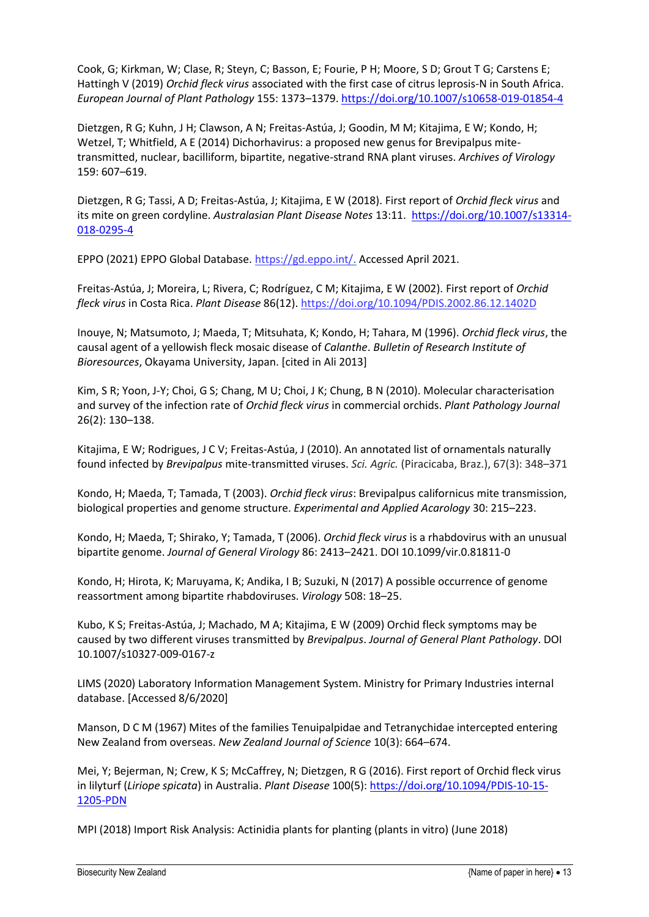Cook, G; Kirkman, W; Clase, R; Steyn, C; Basson, E; Fourie, P H; Moore, S D; Grout T G; Carstens E; Hattingh V (2019) *Orchid fleck virus* associated with the first case of citrus leprosis-N in South Africa. *European Journal of Plant Pathology* 155: 1373–1379. https://doi.org/10.1007/s10658-019-01854-4

Dietzgen, R G; Kuhn, J H; Clawson, A N; Freitas-Astúa, J; Goodin, M M; Kitajima, E W; Kondo, H; Wetzel, T; Whitfield, A E (2014) Dichorhavirus: a proposed new genus for Brevipalpus mite-transmitted, nuclear, bacilliform, bipartite, negative-strand RNA plant viruses. *Archives of Virology* 159: 607–619.

Dietzgen, R G; Tassi, A D; Freitas-Astúa, J; Kitajima, E W (2018). First report of *Orchid fleck virus* and its mite on green cordyline. *Australasian Plant Disease Notes* 13:11. https://doi.org/10.1007/s13314-018-0295-4

EPPO (2021) EPPO Global Database. https://gd.eppo.int/. Accessed April 2021.

Freitas-Astúa, J; Moreira, L; Rivera, C; Rodríguez, C M; Kitajima, E W (2002). First report of *Orchid fleck virus* in Costa Rica. *Plant Disease* 86(12). https://doi.org/10.1094/PDIS.2002.86.12.1402D

Inouye, N; Matsumoto, J; Maeda, T; Mitsuhata, K; Kondo, H; Tahara, M (1996). *Orchid fleck virus*, the causal agent of a yellowish fleck mosaic disease of *Calanthe*. *Bulletin of Research Institute of Bioresources*, Okayama University, Japan. [cited in Ali 2013]

Kim, S R; Yoon, J-Y; Choi, G S; Chang, M U; Choi, J K; Chung, B N (2010). Molecular characterisation and survey of the infection rate of *Orchid fleck virus* in commercial orchids. *Plant Pathology Journal* 26(2): 130–138.

Kitajima, E W; Rodrigues, J C V; Freitas-Astúa, J (2010). An annotated list of ornamentals naturally found infected by *Brevipalpus* mite-transmitted viruses. *Sci. Agric.* (Piracicaba, Braz.), 67(3): 348–371

Kondo, H; Maeda, T; Tamada, T (2003). *Orchid fleck virus*: Brevipalpus californicus mite transmission, biological properties and genome structure. *Experimental and Applied Acarology* 30: 215–223.

Kondo, H; Maeda, T; Shirako, Y; Tamada, T (2006). *Orchid fleck virus* is a rhabdovirus with an unusual bipartite genome. *Journal of General Virology* 86: 2413–2421. DOI 10.1099/vir.0.81811-0

Kondo, H; Hirota, K; Maruyama, K; Andika, I B; Suzuki, N (2017) A possible occurrence of genome reassortment among bipartite rhabdoviruses. *Virology* 508: 18–25.

Kubo, K S; Freitas-Astúa, J; Machado, M A; Kitajima, E W (2009) Orchid fleck symptoms may be caused by two different viruses transmitted by *Brevipalpus*. *Journal of General Plant Pathology*. DOI 10.1007/s10327-009-0167-z

LIMS (2020) Laboratory Information Management System. Ministry for Primary Industries internal database. [Accessed 8/6/2020]

Manson, D C M (1967) Mites of the families Tenuipalpidae and Tetranychidae intercepted entering New Zealand from overseas. *New Zealand Journal of Science* 10(3): 664–674.

Mei, Y; Bejerman, N; Crew, K S; McCaffrey, N; Dietzgen, R G (2016). First report of Orchid fleck virus in lilyturf (*Liriope spicata*) in Australia. *Plant Disease* 100(5): https://doi.org/10.1094/PDIS-10-15-1205-PDN

MPI (2018) Import Risk Analysis: Actinidia plants for planting (plants in vitro) (June 2018)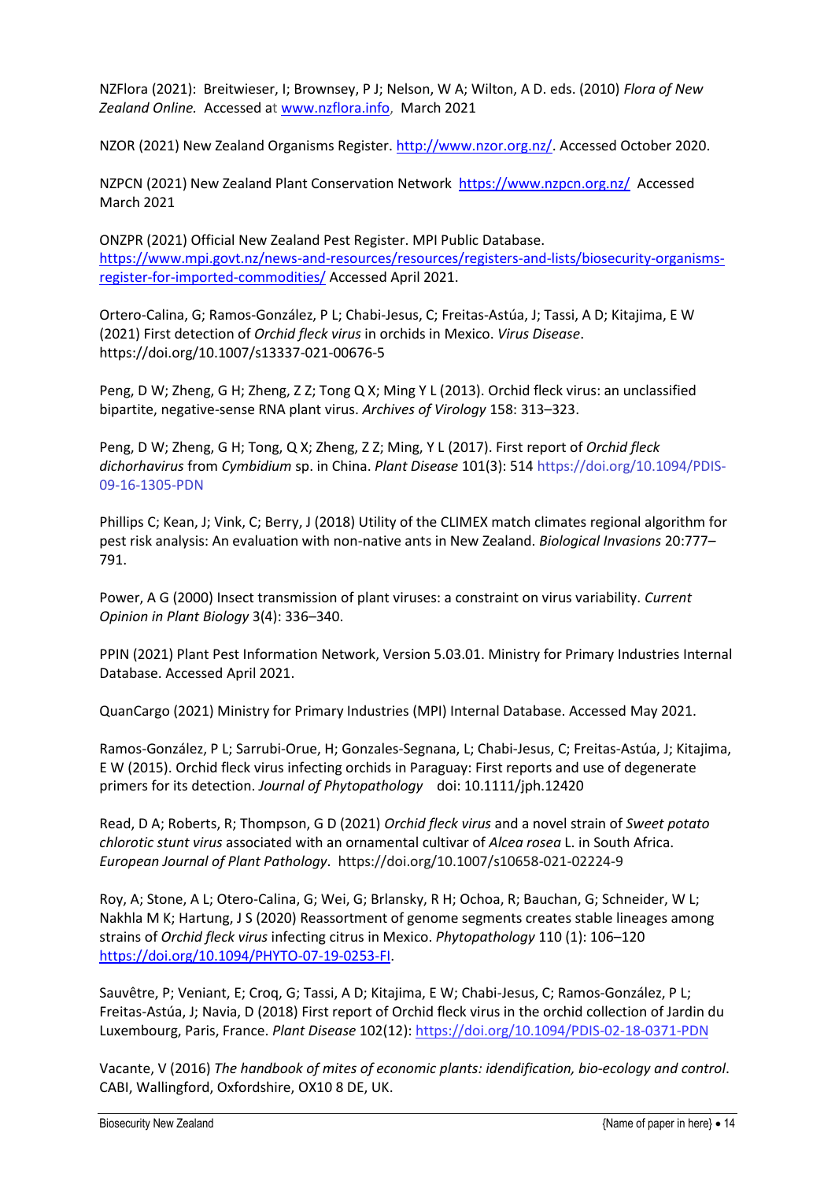NZFlora (2021): Breitwieser, I; Brownsey, P J; Nelson, W A; Wilton, A D. eds. (2010) *Flora of New Zealand Online.* Accessed at www.nzflora.info, March 2021

NZOR (2021) New Zealand Organisms Register. http://www.nzor.org.nz/. Accessed October 2020.

NZPCN (2021) New Zealand Plant Conservation Network https://www.nzpcn.org.nz/ Accessed March 2021

ONZPR (2021) Official New Zealand Pest Register. MPI Public Database. https://www.mpi.govt.nz/news-and-resources/resources/registers-and-lists/biosecurity-organisms-register-for-imported-commodities/ Accessed April 2021.

Ortero-Calina, G; Ramos-González, P L; Chabi-Jesus, C; Freitas-Astúa, J; Tassi, A D; Kitajima, E W (2021) First detection of *Orchid fleck virus* in orchids in Mexico. *Virus Disease*. https://doi.org/10.1007/s13337-021-00676-5

Peng, D W; Zheng, G H; Zheng, Z Z; Tong Q X; Ming Y L (2013). Orchid fleck virus: an unclassified bipartite, negative-sense RNA plant virus. *Archives of Virology* 158: 313–323.

Peng, D W; Zheng, G H; Tong, Q X; Zheng, Z Z; Ming, Y L (2017). First report of *Orchid fleck dichorhavirus* from *Cymbidium* sp. in China. *Plant Disease* 101(3): 514 https://doi.org/10.1094/PDIS-09-16-1305-PDN

Phillips C; Kean, J; Vink, C; Berry, J (2018) Utility of the CLIMEX match climates regional algorithm for pest risk analysis: An evaluation with non-native ants in New Zealand. *Biological Invasions* 20:777–791.

Power, A G (2000) Insect transmission of plant viruses: a constraint on virus variability. *Current Opinion in Plant Biology* 3(4): 336–340.

PPIN (2021) Plant Pest Information Network, Version 5.03.01. Ministry for Primary Industries Internal Database. Accessed April 2021.

QuanCargo (2021) Ministry for Primary Industries (MPI) Internal Database. Accessed May 2021.

Ramos-González, P L; Sarrubi-Orue, H; Gonzales-Segnana, L; Chabi-Jesus, C; Freitas-Astúa, J; Kitajima, E W (2015). Orchid fleck virus infecting orchids in Paraguay: First reports and use of degenerate primers for its detection. *Journal of Phytopathology* doi: 10.1111/jph.12420

Read, D A; Roberts, R; Thompson, G D (2021) *Orchid fleck virus* and a novel strain of *Sweet potato chlorotic stunt virus* associated with an ornamental cultivar of *Alcea rosea* L. in South Africa. *European Journal of Plant Pathology*. https://doi.org/10.1007/s10658-021-02224-9

Roy, A; Stone, A L; Otero-Calina, G; Wei, G; Brlansky, R H; Ochoa, R; Bauchan, G; Schneider, W L; Nakhla M K; Hartung, J S (2020) Reassortment of genome segments creates stable lineages among strains of *Orchid fleck virus* infecting citrus in Mexico. *Phytopathology* 110 (1): 106–120 https://doi.org/10.1094/PHYTO-07-19-0253-FI.

Sauvêtre, P; Veniant, E; Croq, G; Tassi, A D; Kitajima, E W; Chabi-Jesus, C; Ramos-González, P L; Freitas-Astúa, J; Navia, D (2018) First report of Orchid fleck virus in the orchid collection of Jardin du Luxembourg, Paris, France. *Plant Disease* 102(12): https://doi.org/10.1094/PDIS-02-18-0371-PDN

Vacante, V (2016) *The handbook of mites of economic plants: idendification, bio-ecology and control*. CABI, Wallingford, Oxfordshire, OX10 8 DE, UK.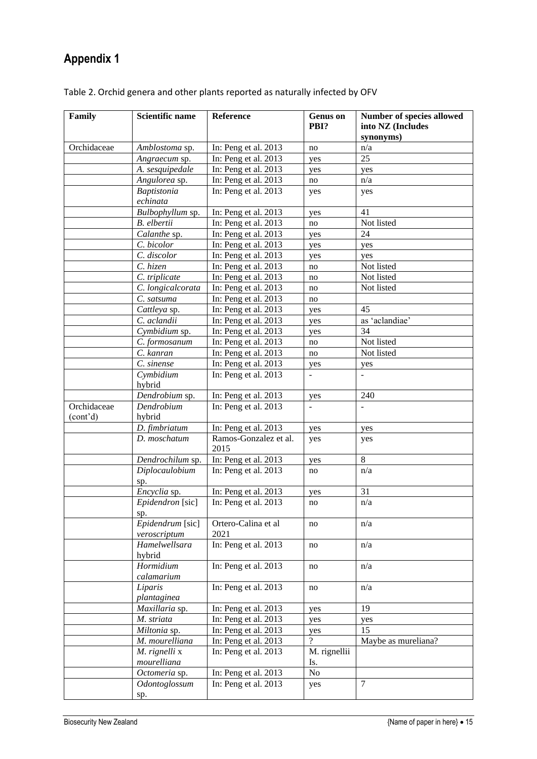# Appendix 1

Table 2. Orchid genera and other plants reported as naturally infected by OFV

| Family | Scientific name | Reference | Genus on PBI? | Number of species allowed into NZ (Includes synonyms) |
|---|---|---|---|---|
| Orchidaceae | *Amblostoma* sp. | In: Peng et al. 2013 | no | n/a |
| | *Angraecum* sp. | In: Peng et al. 2013 | yes | 25 |
| | *A. sesquipedale* | In: Peng et al. 2013 | yes | yes |
| | *Angulorea* sp. | In: Peng et al. 2013 | no | n/a |
| | *Baptistonia echinata* | In: Peng et al. 2013 | yes | yes |
| | *Bulbophyllum* sp. | In: Peng et al. 2013 | yes | 41 |
| | *B. elbertii* | In: Peng et al. 2013 | no | Not listed |
| | *Calanthe* sp. | In: Peng et al. 2013 | yes | 24 |
| | *C. bicolor* | In: Peng et al. 2013 | yes | yes |
| | *C. discolor* | In: Peng et al. 2013 | yes | yes |
| | *C. hizen* | In: Peng et al. 2013 | no | Not listed |
| | *C. triplicate* | In: Peng et al. 2013 | no | Not listed |
| | *C. longicalcorata* | In: Peng et al. 2013 | no | Not listed |
| | *C. satsuma* | In: Peng et al. 2013 | no | |
| | *Cattleya* sp. | In: Peng et al. 2013 | yes | 45 |
| | *C. aclandii* | In: Peng et al. 2013 | yes | as 'aclandiae' |
| | *Cymbidium* sp. | In: Peng et al. 2013 | yes | 34 |
| | *C. formosanum* | In: Peng et al. 2013 | no | Not listed |
| | *C. kanran* | In: Peng et al. 2013 | no | Not listed |
| | *C. sinense* | In: Peng et al. 2013 | yes | yes |
| | *Cymbidium* hybrid | In: Peng et al. 2013 | - | - |
| | *Dendrobium* sp. | In: Peng et al. 2013 | yes | 240 |
| Orchidaceae (cont'd) | *Dendrobium* hybrid | In: Peng et al. 2013 | - | - |
| | *D. fimbriatum* | In: Peng et al. 2013 | yes | yes |
| | *D. moschatum* | Ramos-Gonzalez et al. 2015 | yes | yes |
| | *Dendrochilum* sp. | In: Peng et al. 2013 | yes | 8 |
| | *Diplocaulobium* sp. | In: Peng et al. 2013 | no | n/a |
| | *Encyclia* sp. | In: Peng et al. 2013 | yes | 31 |
| | *Epidendron* [sic] sp. | In: Peng et al. 2013 | no | n/a |
| | *Epidendrum* [sic] *veroscriptum* | Ortero-Calina et al 2021 | no | n/a |
| | *Hamelwellsara* hybrid | In: Peng et al. 2013 | no | n/a |
| | *Hormidium calamarium* | In: Peng et al. 2013 | no | n/a |
| | *Liparis plantaginea* | In: Peng et al. 2013 | no | n/a |
| | *Maxillaria* sp. | In: Peng et al. 2013 | yes | 19 |
| | *M. striata* | In: Peng et al. 2013 | yes | yes |
| | *Miltonia* sp. | In: Peng et al. 2013 | yes | 15 |
| | *M. mourelliana* | In: Peng et al. 2013 | ? | Maybe as mureliana? |
| | *M. rignelli* x *mourelliana* | In: Peng et al. 2013 | M. rignellii Is. | |
| | *Octomeria* sp. | In: Peng et al. 2013 | No | |
| | *Odontoglossum* sp. | In: Peng et al. 2013 | yes | 7 |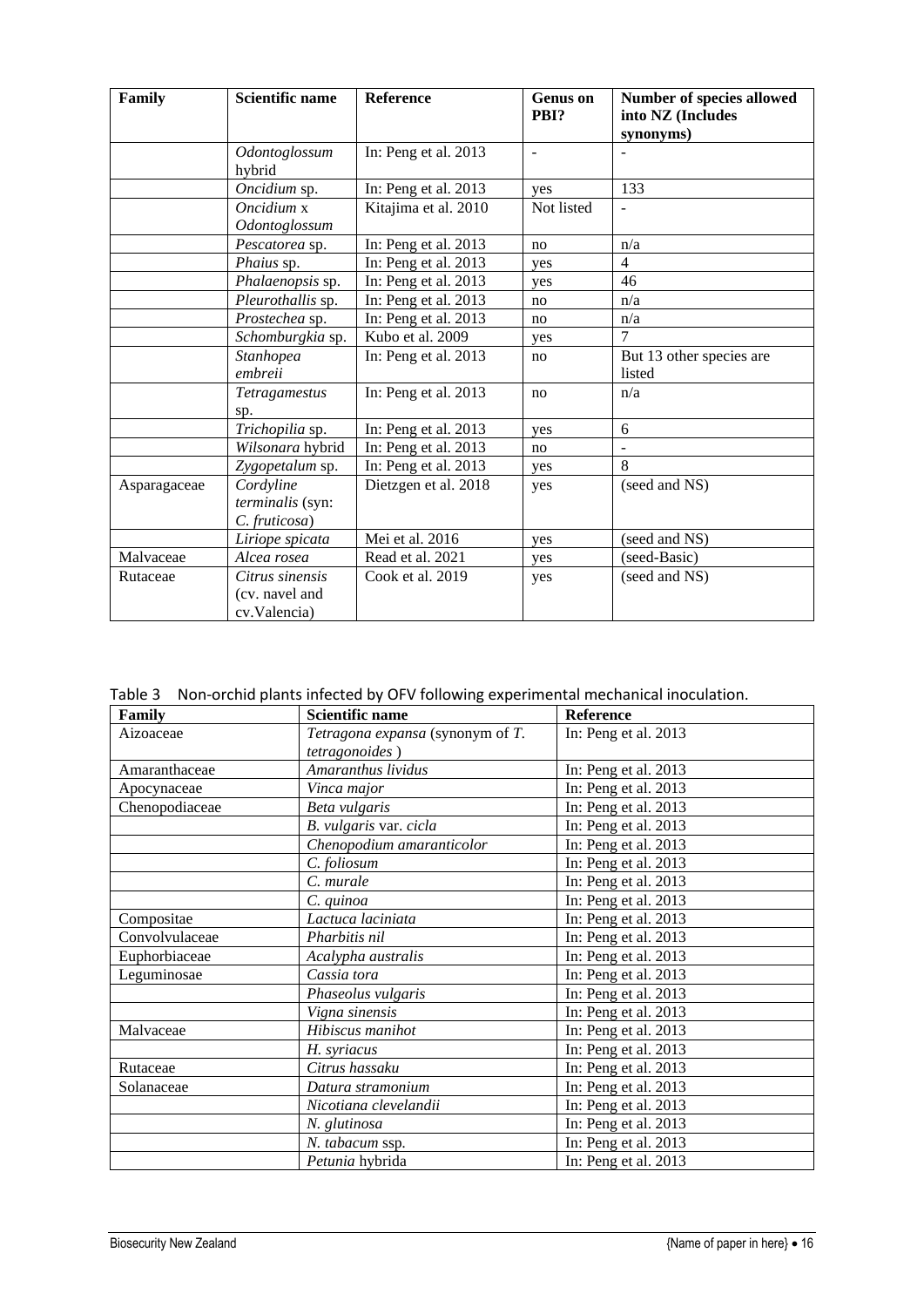| Family | Scientific name | Reference | Genus on PBI? | Number of species allowed into NZ (Includes synonyms) |
|---|---|---|---|---|
| | *Odontoglossum* hybrid | In: Peng et al. 2013 | - | - |
| | *Oncidium* sp. | In: Peng et al. 2013 | yes | 133 |
| | *Oncidium* x *Odontoglossum* | Kitajima et al. 2010 | Not listed | - |
| | *Pescatorea* sp. | In: Peng et al. 2013 | no | n/a |
| | *Phaius* sp. | In: Peng et al. 2013 | yes | 4 |
| | *Phalaenopsis* sp. | In: Peng et al. 2013 | yes | 46 |
| | *Pleurothallis* sp. | In: Peng et al. 2013 | no | n/a |
| | *Prostechea* sp. | In: Peng et al. 2013 | no | n/a |
| | *Schomburgkia* sp. | Kubo et al. 2009 | yes | 7 |
| | *Stanhopea embreii* | In: Peng et al. 2013 | no | But 13 other species are listed |
| | *Tetragamestus* sp. | In: Peng et al. 2013 | no | n/a |
| | *Trichopilia* sp. | In: Peng et al. 2013 | yes | 6 |
| | *Wilsonara* hybrid | In: Peng et al. 2013 | no | - |
| | *Zygopetalum* sp. | In: Peng et al. 2013 | yes | 8 |
| Asparagaceae | *Cordyline terminalis* (syn: *C. fruticosa*) | Dietzgen et al. 2018 | yes | (seed and NS) |
| | *Liriope spicata* | Mei et al. 2016 | yes | (seed and NS) |
| Malvaceae | *Alcea rosea* | Read et al. 2021 | yes | (seed-Basic) |
| Rutaceae | *Citrus sinensis* (cv. navel and cv.Valencia) | Cook et al. 2019 | yes | (seed and NS) |

Table 3 Non-orchid plants infected by OFV following experimental mechanical inoculation.

| Family | Scientific name | Reference |
|---|---|---|
| Aizoaceae | *Tetragona expansa* (synonym of *T. tetragonoides* ) | In: Peng et al. 2013 |
| Amaranthaceae | *Amaranthus lividus* | In: Peng et al. 2013 |
| Apocynaceae | *Vinca major* | In: Peng et al. 2013 |
| Chenopodiaceae | *Beta vulgaris* | In: Peng et al. 2013 |
| | *B. vulgaris* var. *cicla* | In: Peng et al. 2013 |
| | *Chenopodium amaranticolor* | In: Peng et al. 2013 |
| | *C. foliosum* | In: Peng et al. 2013 |
| | *C. murale* | In: Peng et al. 2013 |
| | *C. quinoa* | In: Peng et al. 2013 |
| Compositae | *Lactuca laciniata* | In: Peng et al. 2013 |
| Convolvulaceae | *Pharbitis nil* | In: Peng et al. 2013 |
| Euphorbiaceae | *Acalypha australis* | In: Peng et al. 2013 |
| Leguminosae | *Cassia tora* | In: Peng et al. 2013 |
| | *Phaseolus vulgaris* | In: Peng et al. 2013 |
| | *Vigna sinensis* | In: Peng et al. 2013 |
| Malvaceae | *Hibiscus manihot* | In: Peng et al. 2013 |
| | *H. syriacus* | In: Peng et al. 2013 |
| Rutaceae | *Citrus hassaku* | In: Peng et al. 2013 |
| Solanaceae | *Datura stramonium* | In: Peng et al. 2013 |
| | *Nicotiana clevelandii* | In: Peng et al. 2013 |
| | *N. glutinosa* | In: Peng et al. 2013 |
| | *N. tabacum* ssp. | In: Peng et al. 2013 |
| | *Petunia* hybrida | In: Peng et al. 2013 |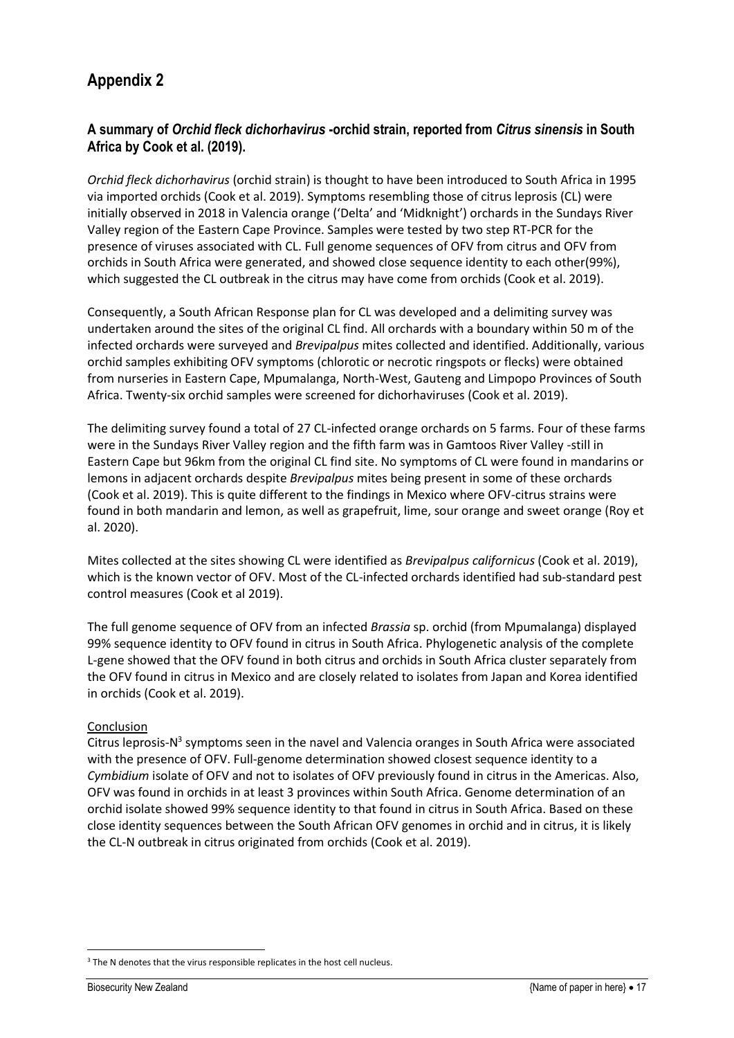# Appendix 2

## A summary of *Orchid fleck dichorhavirus* -orchid strain, reported from *Citrus sinensis* in South Africa by Cook et al. (2019).

*Orchid fleck dichorhavirus* (orchid strain) is thought to have been introduced to South Africa in 1995 via imported orchids (Cook et al. 2019). Symptoms resembling those of citrus leprosis (CL) were initially observed in 2018 in Valencia orange ('Delta' and 'Midknight') orchards in the Sundays River Valley region of the Eastern Cape Province. Samples were tested by two step RT-PCR for the presence of viruses associated with CL. Full genome sequences of OFV from citrus and OFV from orchids in South Africa were generated, and showed close sequence identity to each other(99%), which suggested the CL outbreak in the citrus may have come from orchids (Cook et al. 2019).

Consequently, a South African Response plan for CL was developed and a delimiting survey was undertaken around the sites of the original CL find. All orchards with a boundary within 50 m of the infected orchards were surveyed and *Brevipalpus* mites collected and identified. Additionally, various orchid samples exhibiting OFV symptoms (chlorotic or necrotic ringspots or flecks) were obtained from nurseries in Eastern Cape, Mpumalanga, North-West, Gauteng and Limpopo Provinces of South Africa. Twenty-six orchid samples were screened for dichorhaviruses (Cook et al. 2019).

The delimiting survey found a total of 27 CL-infected orange orchards on 5 farms. Four of these farms were in the Sundays River Valley region and the fifth farm was in Gamtoos River Valley -still in Eastern Cape but 96km from the original CL find site. No symptoms of CL were found in mandarins or lemons in adjacent orchards despite *Brevipalpus* mites being present in some of these orchards (Cook et al. 2019). This is quite different to the findings in Mexico where OFV-citrus strains were found in both mandarin and lemon, as well as grapefruit, lime, sour orange and sweet orange (Roy et al. 2020).

Mites collected at the sites showing CL were identified as *Brevipalpus californicus* (Cook et al. 2019), which is the known vector of OFV. Most of the CL-infected orchards identified had sub-standard pest control measures (Cook et al 2019).

The full genome sequence of OFV from an infected *Brassia* sp. orchid (from Mpumalanga) displayed 99% sequence identity to OFV found in citrus in South Africa. Phylogenetic analysis of the complete L-gene showed that the OFV found in both citrus and orchids in South Africa cluster separately from the OFV found in citrus in Mexico and are closely related to isolates from Japan and Korea identified in orchids (Cook et al. 2019).

Conclusion

Citrus leprosis-N[3] symptoms seen in the navel and Valencia oranges in South Africa were associated with the presence of OFV. Full-genome determination showed closest sequence identity to a *Cymbidium* isolate of OFV and not to isolates of OFV previously found in citrus in the Americas. Also, OFV was found in orchids in at least 3 provinces within South Africa. Genome determination of an orchid isolate showed 99% sequence identity to that found in citrus in South Africa. Based on these close identity sequences between the South African OFV genomes in orchid and in citrus, it is likely the CL-N outbreak in citrus originated from orchids (Cook et al. 2019).

[3] The N denotes that the virus responsible replicates in the host cell nucleus.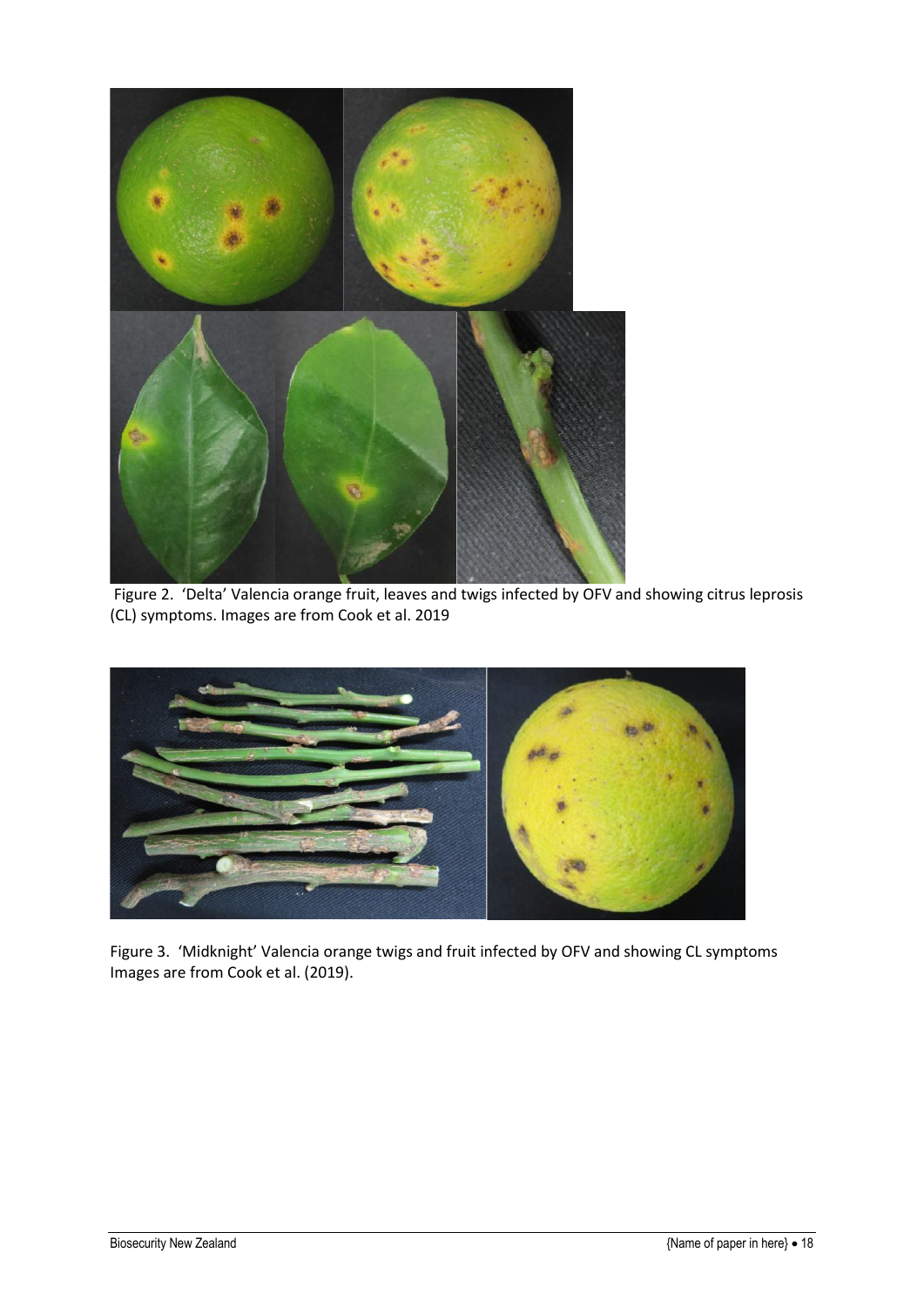Figure 2. 'Delta' Valencia orange fruit, leaves and twigs infected by OFV and showing citrus leprosis (CL) symptoms. Images are from Cook et al. 2019

Figure 3. 'Midknight' Valencia orange twigs and fruit infected by OFV and showing CL symptoms Images are from Cook et al. (2019).